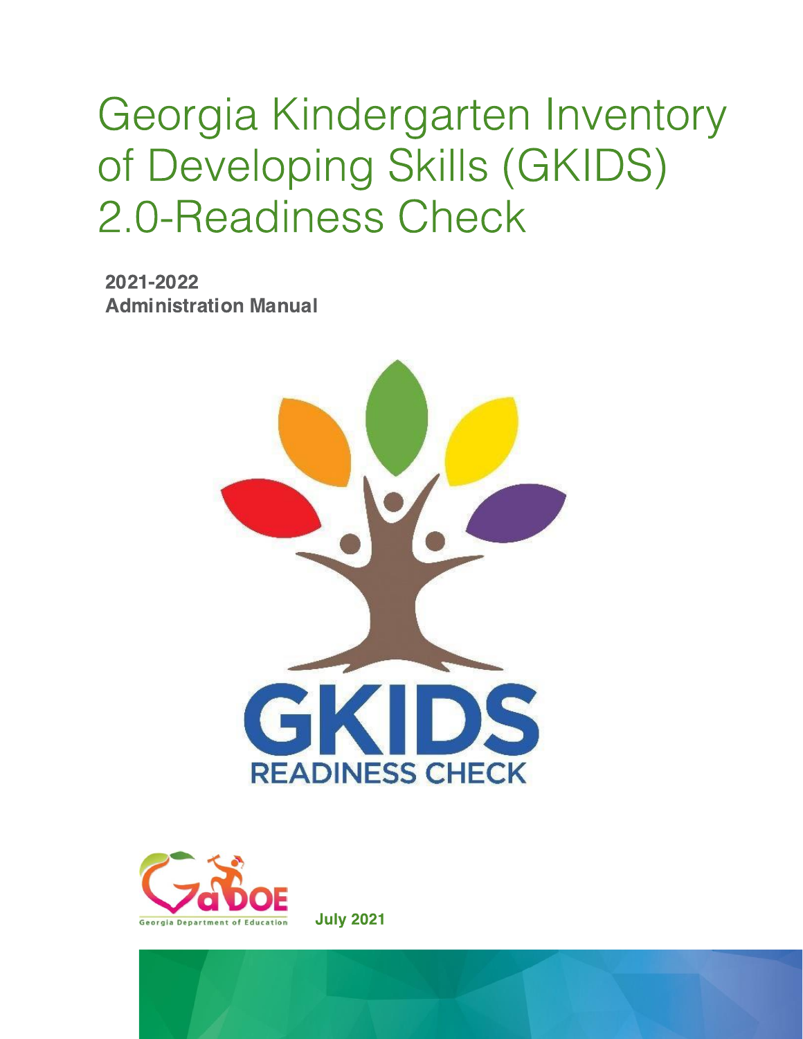# Georgia Kindergarten Inventory of Developing Skills (GKIDS) 2.0-Readiness Check

**2021-2022**
**Administration Manual**

GKIDS
READINESS CHECK

Georgia Department of Education

**July 2021**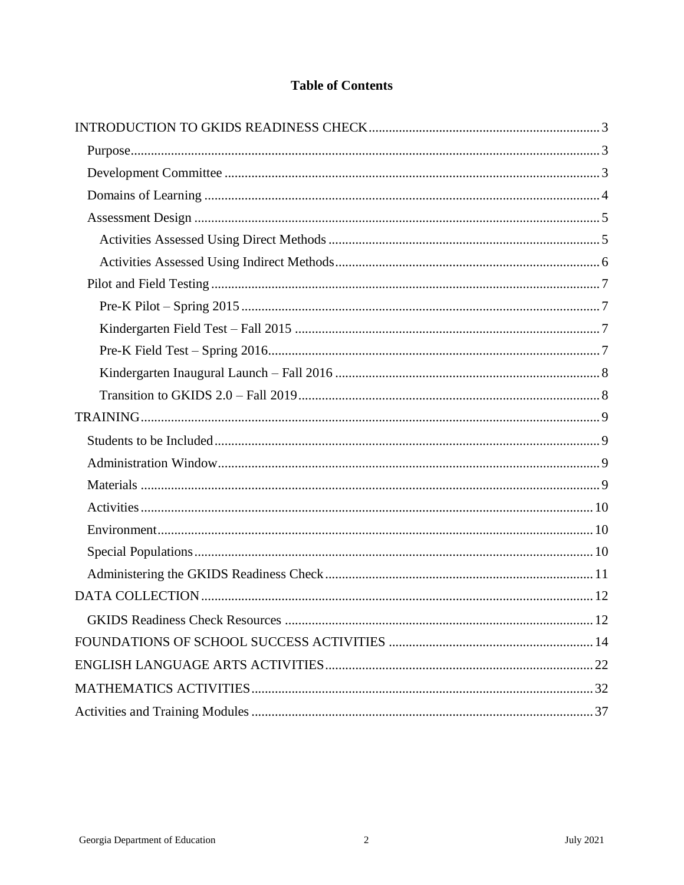# Table of Contents

- INTRODUCTION TO GKIDS READINESS CHECK .......... 3
  - Purpose .......... 3
  - Development Committee .......... 3
  - Domains of Learning .......... 4
  - Assessment Design .......... 5
    - Activities Assessed Using Direct Methods .......... 5
    - Activities Assessed Using Indirect Methods .......... 6
  - Pilot and Field Testing .......... 7
    - Pre-K Pilot – Spring 2015 .......... 7
    - Kindergarten Field Test – Fall 2015 .......... 7
    - Pre-K Field Test – Spring 2016 .......... 7
    - Kindergarten Inaugural Launch – Fall 2016 .......... 8
    - Transition to GKIDS 2.0 – Fall 2019 .......... 8
- TRAINING .......... 9
  - Students to be Included .......... 9
  - Administration Window .......... 9
  - Materials .......... 9
  - Activities .......... 10
  - Environment .......... 10
  - Special Populations .......... 10
  - Administering the GKIDS Readiness Check .......... 11
- DATA COLLECTION .......... 12
  - GKIDS Readiness Check Resources .......... 12
- FOUNDATIONS OF SCHOOL SUCCESS ACTIVITIES .......... 14
- ENGLISH LANGUAGE ARTS ACTIVITIES .......... 22
- MATHEMATICS ACTIVITIES .......... 32
- Activities and Training Modules .......... 37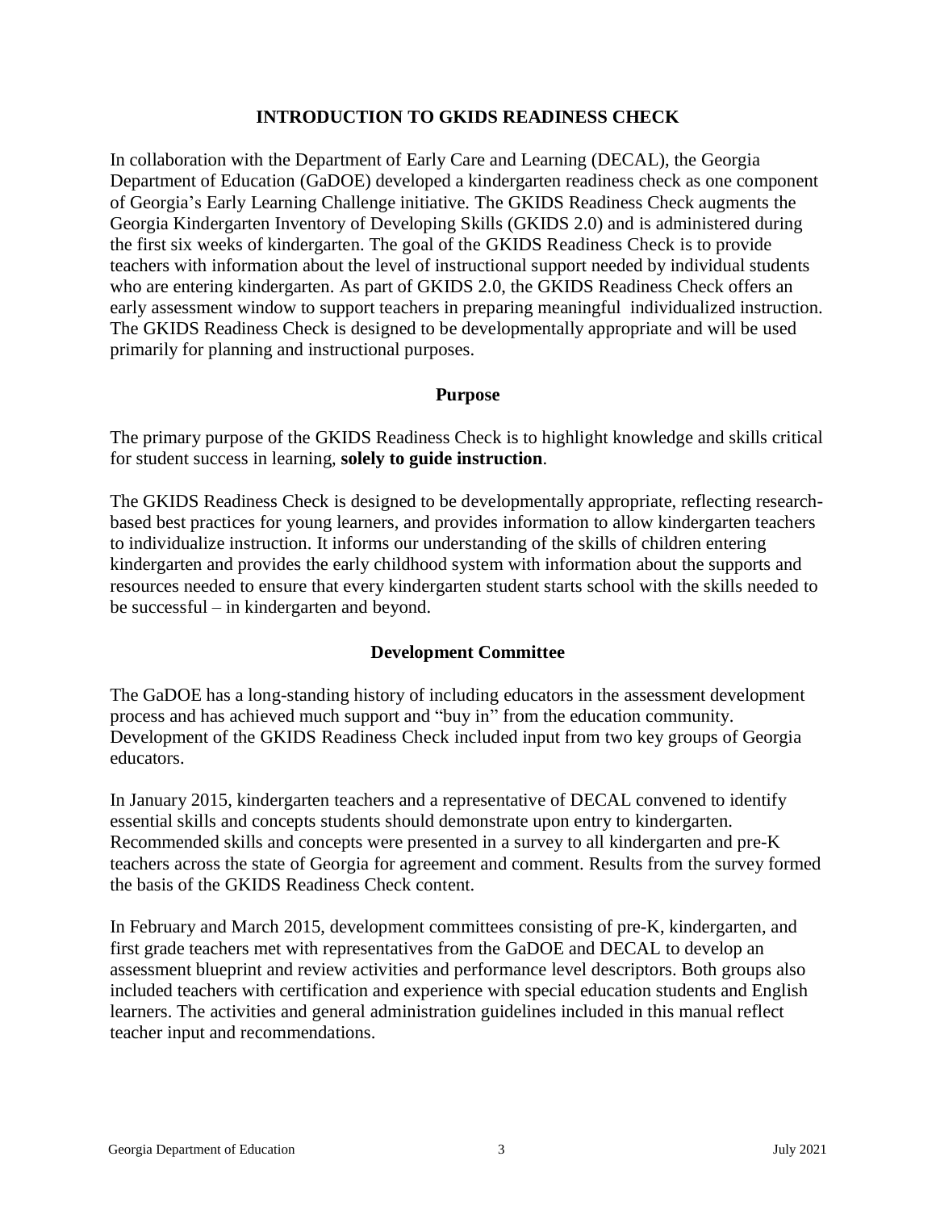# INTRODUCTION TO GKIDS READINESS CHECK

In collaboration with the Department of Early Care and Learning (DECAL), the Georgia Department of Education (GaDOE) developed a kindergarten readiness check as one component of Georgia's Early Learning Challenge initiative. The GKIDS Readiness Check augments the Georgia Kindergarten Inventory of Developing Skills (GKIDS 2.0) and is administered during the first six weeks of kindergarten. The goal of the GKIDS Readiness Check is to provide teachers with information about the level of instructional support needed by individual students who are entering kindergarten. As part of GKIDS 2.0, the GKIDS Readiness Check offers an early assessment window to support teachers in preparing meaningful individualized instruction. The GKIDS Readiness Check is designed to be developmentally appropriate and will be used primarily for planning and instructional purposes.

## Purpose

The primary purpose of the GKIDS Readiness Check is to highlight knowledge and skills critical for student success in learning, **solely to guide instruction**.

The GKIDS Readiness Check is designed to be developmentally appropriate, reflecting research-based best practices for young learners, and provides information to allow kindergarten teachers to individualize instruction. It informs our understanding of the skills of children entering kindergarten and provides the early childhood system with information about the supports and resources needed to ensure that every kindergarten student starts school with the skills needed to be successful – in kindergarten and beyond.

## Development Committee

The GaDOE has a long-standing history of including educators in the assessment development process and has achieved much support and "buy in" from the education community. Development of the GKIDS Readiness Check included input from two key groups of Georgia educators.

In January 2015, kindergarten teachers and a representative of DECAL convened to identify essential skills and concepts students should demonstrate upon entry to kindergarten. Recommended skills and concepts were presented in a survey to all kindergarten and pre-K teachers across the state of Georgia for agreement and comment. Results from the survey formed the basis of the GKIDS Readiness Check content.

In February and March 2015, development committees consisting of pre-K, kindergarten, and first grade teachers met with representatives from the GaDOE and DECAL to develop an assessment blueprint and review activities and performance level descriptors. Both groups also included teachers with certification and experience with special education students and English learners. The activities and general administration guidelines included in this manual reflect teacher input and recommendations.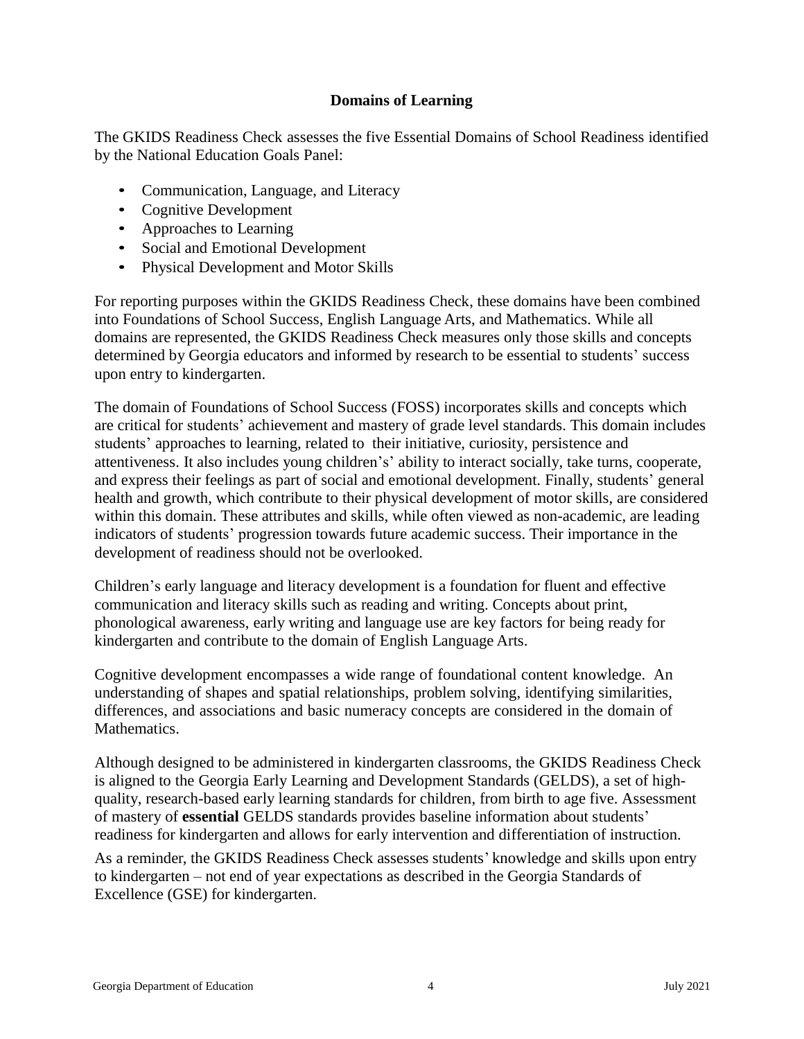## Domains of Learning

The GKIDS Readiness Check assesses the five Essential Domains of School Readiness identified by the National Education Goals Panel:

- Communication, Language, and Literacy
- Cognitive Development
- Approaches to Learning
- Social and Emotional Development
- Physical Development and Motor Skills

For reporting purposes within the GKIDS Readiness Check, these domains have been combined into Foundations of School Success, English Language Arts, and Mathematics. While all domains are represented, the GKIDS Readiness Check measures only those skills and concepts determined by Georgia educators and informed by research to be essential to students' success upon entry to kindergarten.

The domain of Foundations of School Success (FOSS) incorporates skills and concepts which are critical for students' achievement and mastery of grade level standards. This domain includes students' approaches to learning, related to their initiative, curiosity, persistence and attentiveness. It also includes young children's' ability to interact socially, take turns, cooperate, and express their feelings as part of social and emotional development. Finally, students' general health and growth, which contribute to their physical development of motor skills, are considered within this domain. These attributes and skills, while often viewed as non-academic, are leading indicators of students' progression towards future academic success. Their importance in the development of readiness should not be overlooked.

Children's early language and literacy development is a foundation for fluent and effective communication and literacy skills such as reading and writing. Concepts about print, phonological awareness, early writing and language use are key factors for being ready for kindergarten and contribute to the domain of English Language Arts.

Cognitive development encompasses a wide range of foundational content knowledge. An understanding of shapes and spatial relationships, problem solving, identifying similarities, differences, and associations and basic numeracy concepts are considered in the domain of Mathematics.

Although designed to be administered in kindergarten classrooms, the GKIDS Readiness Check is aligned to the Georgia Early Learning and Development Standards (GELDS), a set of high-quality, research-based early learning standards for children, from birth to age five. Assessment of mastery of **essential** GELDS standards provides baseline information about students' readiness for kindergarten and allows for early intervention and differentiation of instruction.

As a reminder, the GKIDS Readiness Check assesses students' knowledge and skills upon entry to kindergarten – not end of year expectations as described in the Georgia Standards of Excellence (GSE) for kindergarten.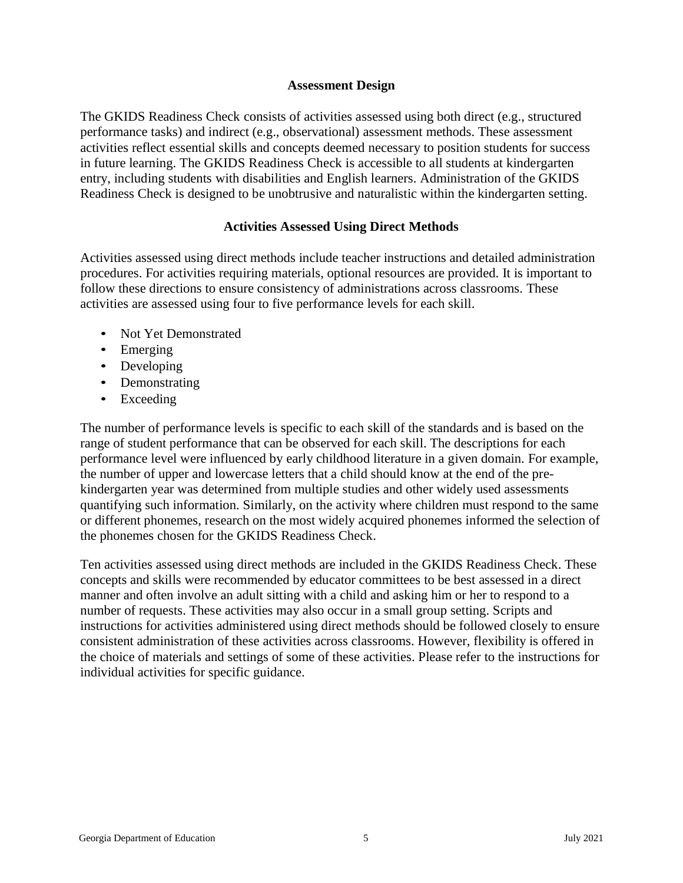## Assessment Design

The GKIDS Readiness Check consists of activities assessed using both direct (e.g., structured performance tasks) and indirect (e.g., observational) assessment methods. These assessment activities reflect essential skills and concepts deemed necessary to position students for success in future learning. The GKIDS Readiness Check is accessible to all students at kindergarten entry, including students with disabilities and English learners. Administration of the GKIDS Readiness Check is designed to be unobtrusive and naturalistic within the kindergarten setting.

### Activities Assessed Using Direct Methods

Activities assessed using direct methods include teacher instructions and detailed administration procedures. For activities requiring materials, optional resources are provided. It is important to follow these directions to ensure consistency of administrations across classrooms. These activities are assessed using four to five performance levels for each skill.

- Not Yet Demonstrated
- Emerging
- Developing
- Demonstrating
- Exceeding

The number of performance levels is specific to each skill of the standards and is based on the range of student performance that can be observed for each skill. The descriptions for each performance level were influenced by early childhood literature in a given domain. For example, the number of upper and lowercase letters that a child should know at the end of the pre-kindergarten year was determined from multiple studies and other widely used assessments quantifying such information. Similarly, on the activity where children must respond to the same or different phonemes, research on the most widely acquired phonemes informed the selection of the phonemes chosen for the GKIDS Readiness Check.

Ten activities assessed using direct methods are included in the GKIDS Readiness Check. These concepts and skills were recommended by educator committees to be best assessed in a direct manner and often involve an adult sitting with a child and asking him or her to respond to a number of requests. These activities may also occur in a small group setting. Scripts and instructions for activities administered using direct methods should be followed closely to ensure consistent administration of these activities across classrooms. However, flexibility is offered in the choice of materials and settings of some of these activities. Please refer to the instructions for individual activities for specific guidance.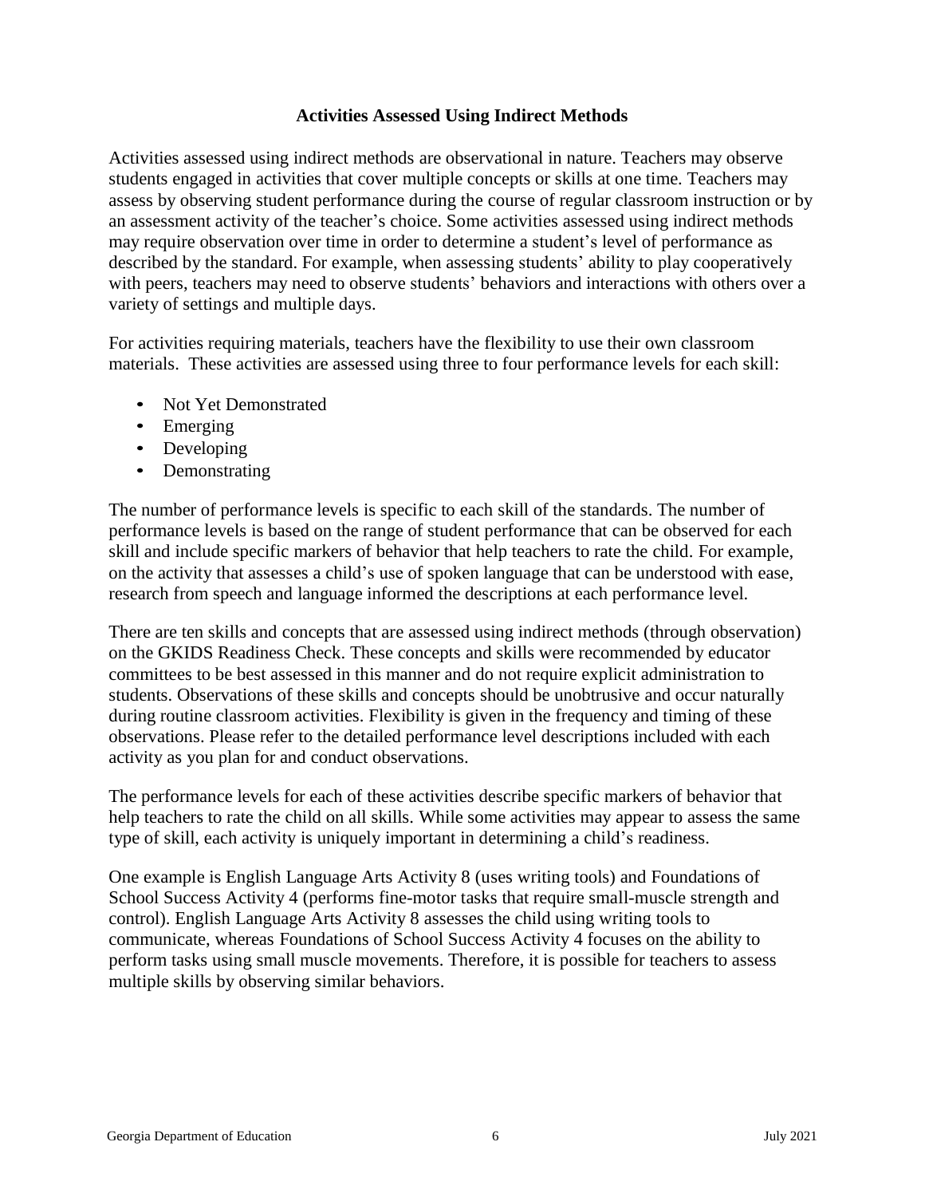### Activities Assessed Using Indirect Methods

Activities assessed using indirect methods are observational in nature. Teachers may observe students engaged in activities that cover multiple concepts or skills at one time. Teachers may assess by observing student performance during the course of regular classroom instruction or by an assessment activity of the teacher's choice. Some activities assessed using indirect methods may require observation over time in order to determine a student's level of performance as described by the standard. For example, when assessing students' ability to play cooperatively with peers, teachers may need to observe students' behaviors and interactions with others over a variety of settings and multiple days.

For activities requiring materials, teachers have the flexibility to use their own classroom materials. These activities are assessed using three to four performance levels for each skill:

- Not Yet Demonstrated
- Emerging
- Developing
- Demonstrating

The number of performance levels is specific to each skill of the standards. The number of performance levels is based on the range of student performance that can be observed for each skill and include specific markers of behavior that help teachers to rate the child. For example, on the activity that assesses a child's use of spoken language that can be understood with ease, research from speech and language informed the descriptions at each performance level.

There are ten skills and concepts that are assessed using indirect methods (through observation) on the GKIDS Readiness Check. These concepts and skills were recommended by educator committees to be best assessed in this manner and do not require explicit administration to students. Observations of these skills and concepts should be unobtrusive and occur naturally during routine classroom activities. Flexibility is given in the frequency and timing of these observations. Please refer to the detailed performance level descriptions included with each activity as you plan for and conduct observations.

The performance levels for each of these activities describe specific markers of behavior that help teachers to rate the child on all skills. While some activities may appear to assess the same type of skill, each activity is uniquely important in determining a child's readiness.

One example is English Language Arts Activity 8 (uses writing tools) and Foundations of School Success Activity 4 (performs fine-motor tasks that require small-muscle strength and control). English Language Arts Activity 8 assesses the child using writing tools to communicate, whereas Foundations of School Success Activity 4 focuses on the ability to perform tasks using small muscle movements. Therefore, it is possible for teachers to assess multiple skills by observing similar behaviors.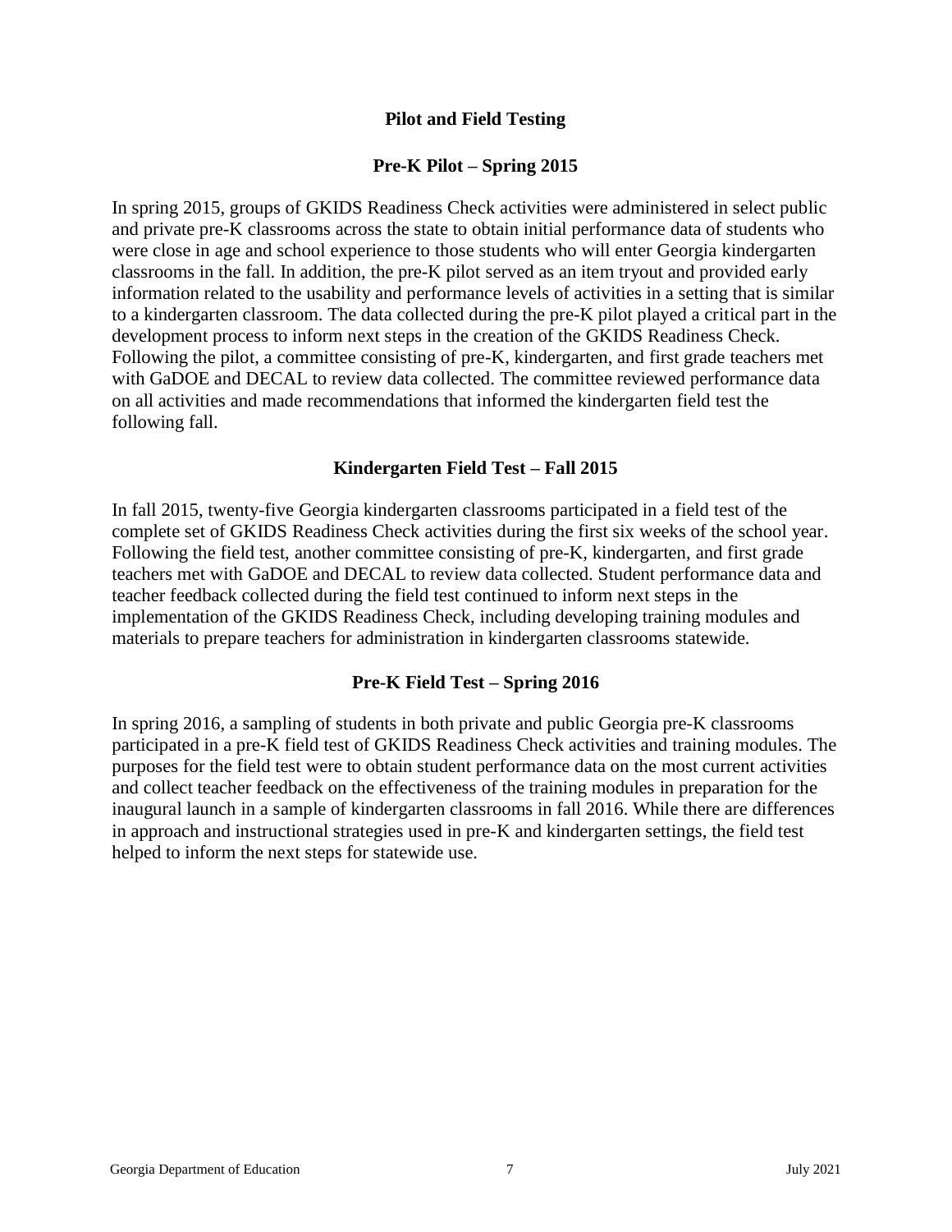## Pilot and Field Testing

### Pre-K Pilot – Spring 2015

In spring 2015, groups of GKIDS Readiness Check activities were administered in select public and private pre-K classrooms across the state to obtain initial performance data of students who were close in age and school experience to those students who will enter Georgia kindergarten classrooms in the fall. In addition, the pre-K pilot served as an item tryout and provided early information related to the usability and performance levels of activities in a setting that is similar to a kindergarten classroom. The data collected during the pre-K pilot played a critical part in the development process to inform next steps in the creation of the GKIDS Readiness Check. Following the pilot, a committee consisting of pre-K, kindergarten, and first grade teachers met with GaDOE and DECAL to review data collected. The committee reviewed performance data on all activities and made recommendations that informed the kindergarten field test the following fall.

### Kindergarten Field Test – Fall 2015

In fall 2015, twenty-five Georgia kindergarten classrooms participated in a field test of the complete set of GKIDS Readiness Check activities during the first six weeks of the school year. Following the field test, another committee consisting of pre-K, kindergarten, and first grade teachers met with GaDOE and DECAL to review data collected. Student performance data and teacher feedback collected during the field test continued to inform next steps in the implementation of the GKIDS Readiness Check, including developing training modules and materials to prepare teachers for administration in kindergarten classrooms statewide.

### Pre-K Field Test – Spring 2016

In spring 2016, a sampling of students in both private and public Georgia pre-K classrooms participated in a pre-K field test of GKIDS Readiness Check activities and training modules. The purposes for the field test were to obtain student performance data on the most current activities and collect teacher feedback on the effectiveness of the training modules in preparation for the inaugural launch in a sample of kindergarten classrooms in fall 2016. While there are differences in approach and instructional strategies used in pre-K and kindergarten settings, the field test helped to inform the next steps for statewide use.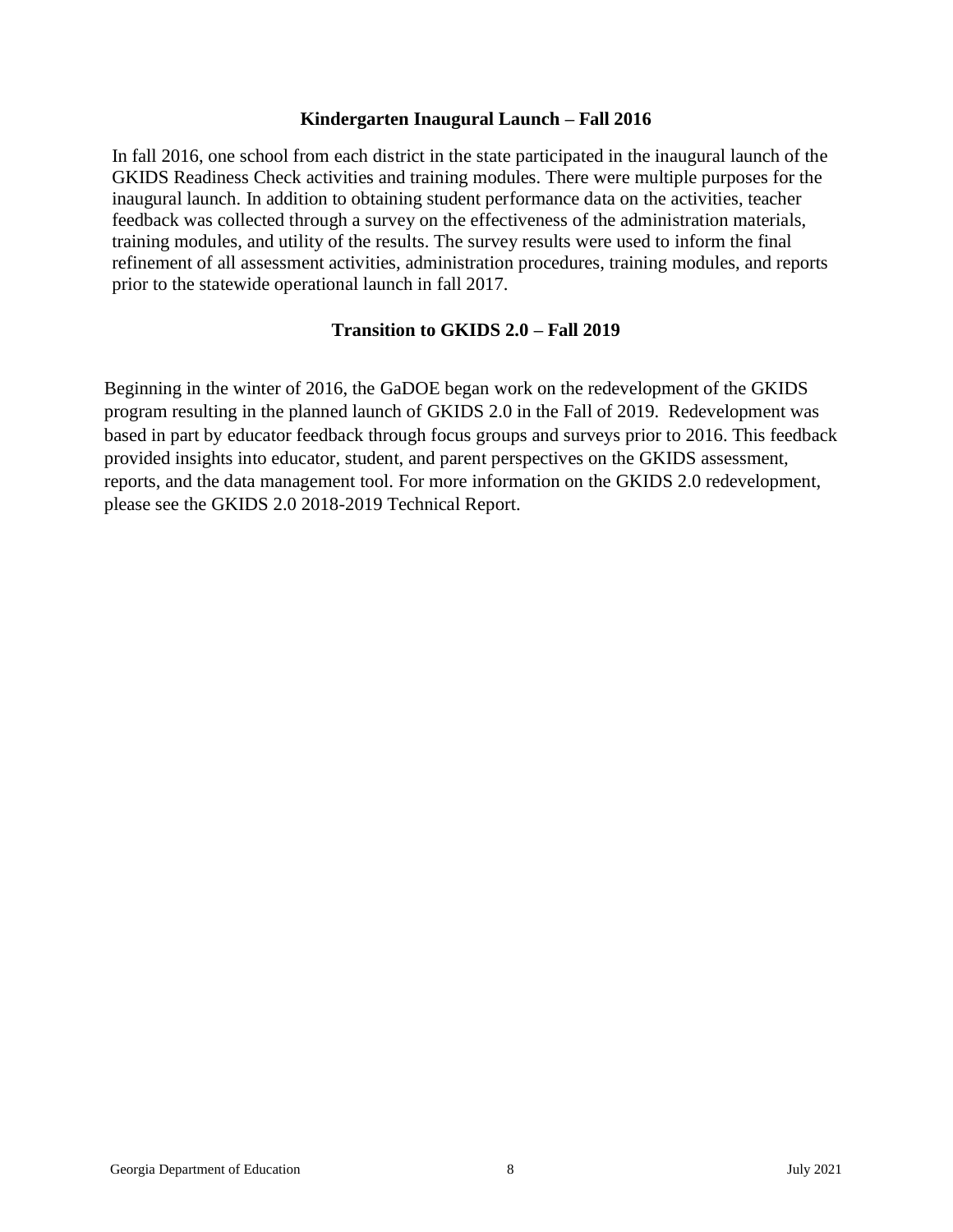### Kindergarten Inaugural Launch – Fall 2016

In fall 2016, one school from each district in the state participated in the inaugural launch of the GKIDS Readiness Check activities and training modules. There were multiple purposes for the inaugural launch. In addition to obtaining student performance data on the activities, teacher feedback was collected through a survey on the effectiveness of the administration materials, training modules, and utility of the results. The survey results were used to inform the final refinement of all assessment activities, administration procedures, training modules, and reports prior to the statewide operational launch in fall 2017.

### Transition to GKIDS 2.0 – Fall 2019

Beginning in the winter of 2016, the GaDOE began work on the redevelopment of the GKIDS program resulting in the planned launch of GKIDS 2.0 in the Fall of 2019. Redevelopment was based in part by educator feedback through focus groups and surveys prior to 2016. This feedback provided insights into educator, student, and parent perspectives on the GKIDS assessment, reports, and the data management tool. For more information on the GKIDS 2.0 redevelopment, please see the GKIDS 2.0 2018-2019 Technical Report.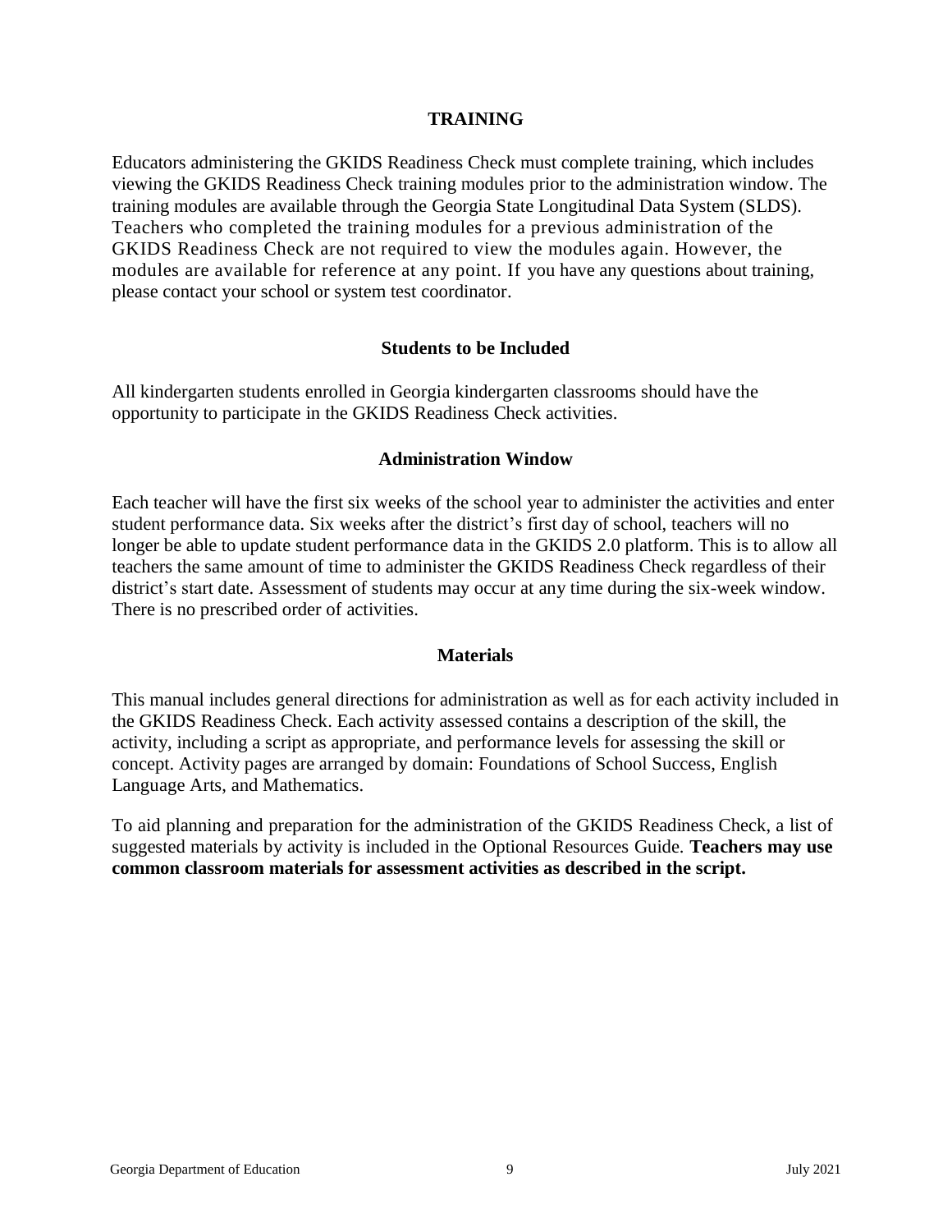## TRAINING

Educators administering the GKIDS Readiness Check must complete training, which includes viewing the GKIDS Readiness Check training modules prior to the administration window. The training modules are available through the Georgia State Longitudinal Data System (SLDS). Teachers who completed the training modules for a previous administration of the GKIDS Readiness Check are not required to view the modules again. However, the modules are available for reference at any point. If you have any questions about training, please contact your school or system test coordinator.

### Students to be Included

All kindergarten students enrolled in Georgia kindergarten classrooms should have the opportunity to participate in the GKIDS Readiness Check activities.

### Administration Window

Each teacher will have the first six weeks of the school year to administer the activities and enter student performance data. Six weeks after the district's first day of school, teachers will no longer be able to update student performance data in the GKIDS 2.0 platform. This is to allow all teachers the same amount of time to administer the GKIDS Readiness Check regardless of their district's start date. Assessment of students may occur at any time during the six-week window. There is no prescribed order of activities.

### Materials

This manual includes general directions for administration as well as for each activity included in the GKIDS Readiness Check. Each activity assessed contains a description of the skill, the activity, including a script as appropriate, and performance levels for assessing the skill or concept. Activity pages are arranged by domain: Foundations of School Success, English Language Arts, and Mathematics.

To aid planning and preparation for the administration of the GKIDS Readiness Check, a list of suggested materials by activity is included in the Optional Resources Guide. **Teachers may use common classroom materials for assessment activities as described in the script.**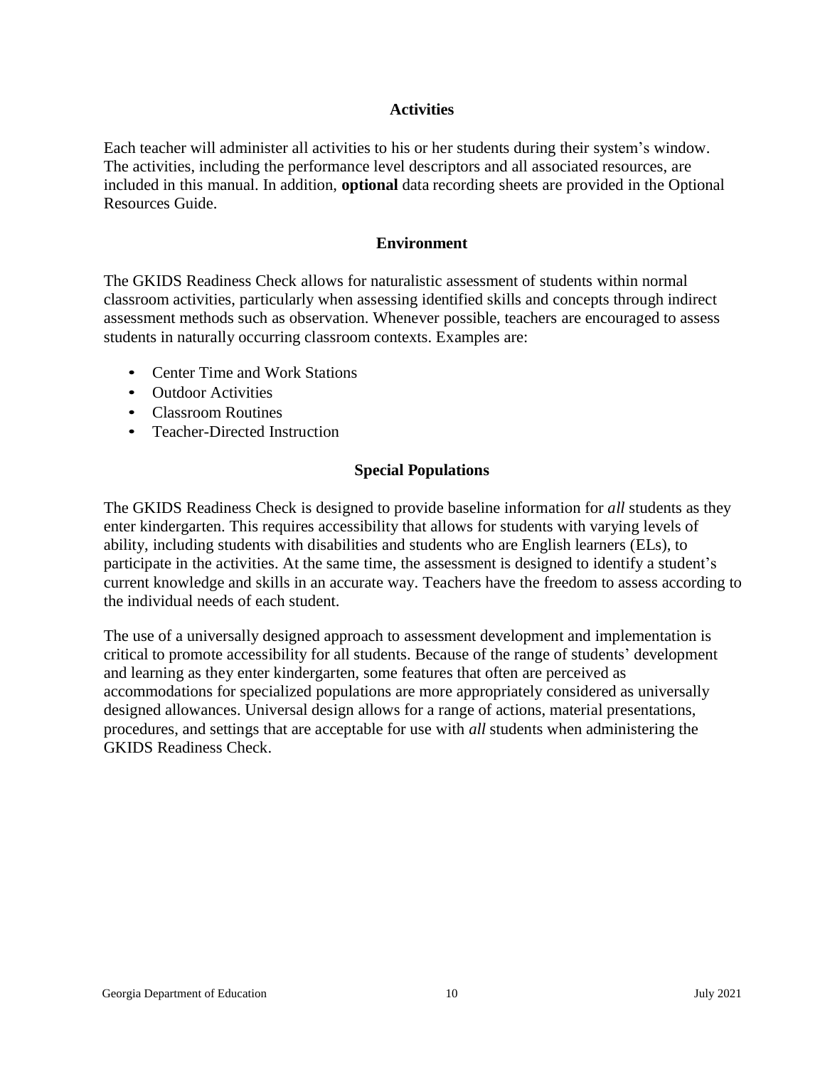## Activities

Each teacher will administer all activities to his or her students during their system's window. The activities, including the performance level descriptors and all associated resources, are included in this manual. In addition, **optional** data recording sheets are provided in the Optional Resources Guide.

## Environment

The GKIDS Readiness Check allows for naturalistic assessment of students within normal classroom activities, particularly when assessing identified skills and concepts through indirect assessment methods such as observation. Whenever possible, teachers are encouraged to assess students in naturally occurring classroom contexts. Examples are:

- Center Time and Work Stations
- Outdoor Activities
- Classroom Routines
- Teacher-Directed Instruction

## Special Populations

The GKIDS Readiness Check is designed to provide baseline information for *all* students as they enter kindergarten. This requires accessibility that allows for students with varying levels of ability, including students with disabilities and students who are English learners (ELs), to participate in the activities. At the same time, the assessment is designed to identify a student's current knowledge and skills in an accurate way. Teachers have the freedom to assess according to the individual needs of each student.

The use of a universally designed approach to assessment development and implementation is critical to promote accessibility for all students. Because of the range of students' development and learning as they enter kindergarten, some features that often are perceived as accommodations for specialized populations are more appropriately considered as universally designed allowances. Universal design allows for a range of actions, material presentations, procedures, and settings that are acceptable for use with *all* students when administering the GKIDS Readiness Check.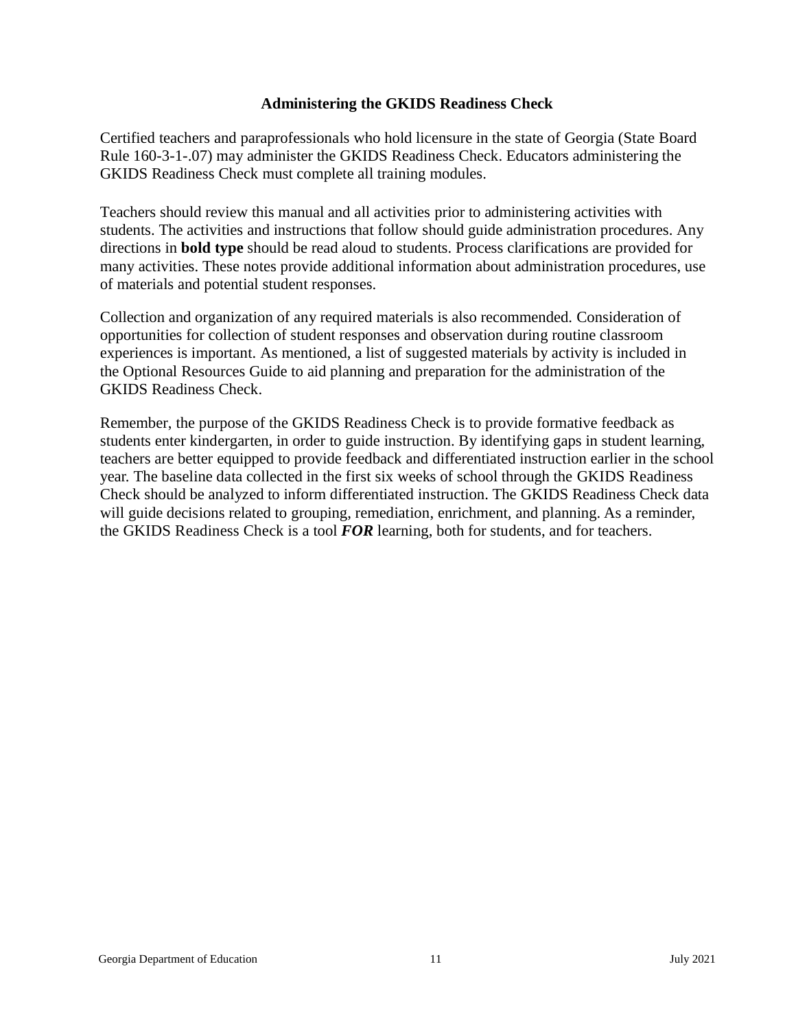## Administering the GKIDS Readiness Check

Certified teachers and paraprofessionals who hold licensure in the state of Georgia (State Board Rule 160-3-1-.07) may administer the GKIDS Readiness Check. Educators administering the GKIDS Readiness Check must complete all training modules.

Teachers should review this manual and all activities prior to administering activities with students. The activities and instructions that follow should guide administration procedures. Any directions in **bold type** should be read aloud to students. Process clarifications are provided for many activities. These notes provide additional information about administration procedures, use of materials and potential student responses.

Collection and organization of any required materials is also recommended. Consideration of opportunities for collection of student responses and observation during routine classroom experiences is important. As mentioned, a list of suggested materials by activity is included in the Optional Resources Guide to aid planning and preparation for the administration of the GKIDS Readiness Check.

Remember, the purpose of the GKIDS Readiness Check is to provide formative feedback as students enter kindergarten, in order to guide instruction. By identifying gaps in student learning, teachers are better equipped to provide feedback and differentiated instruction earlier in the school year. The baseline data collected in the first six weeks of school through the GKIDS Readiness Check should be analyzed to inform differentiated instruction. The GKIDS Readiness Check data will guide decisions related to grouping, remediation, enrichment, and planning. As a reminder, the GKIDS Readiness Check is a tool ***FOR*** learning, both for students, and for teachers.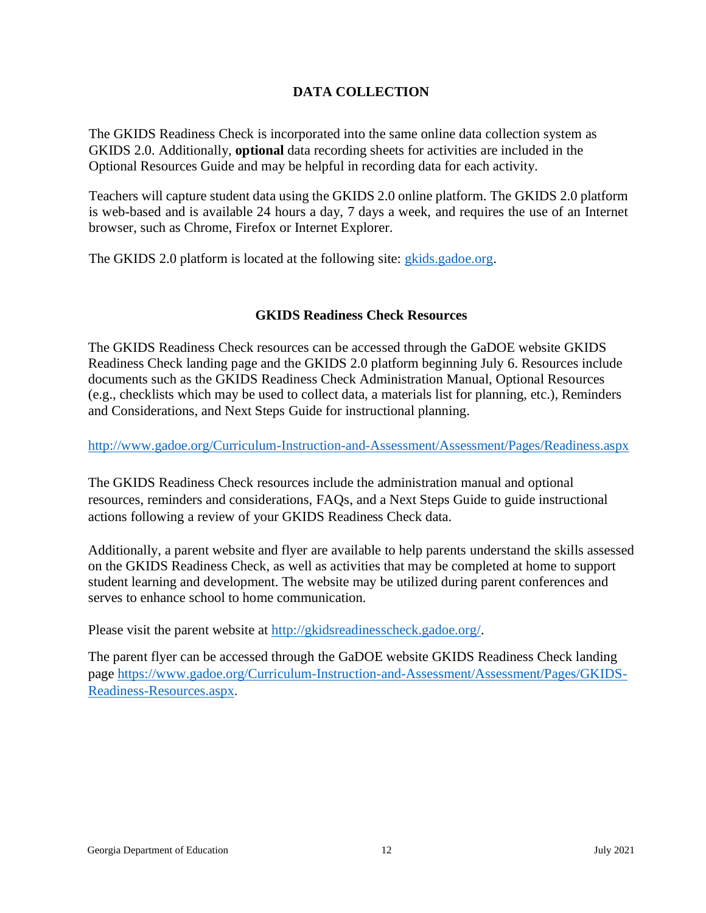## DATA COLLECTION

The GKIDS Readiness Check is incorporated into the same online data collection system as GKIDS 2.0. Additionally, **optional** data recording sheets for activities are included in the Optional Resources Guide and may be helpful in recording data for each activity.

Teachers will capture student data using the GKIDS 2.0 online platform. The GKIDS 2.0 platform is web-based and is available 24 hours a day, 7 days a week, and requires the use of an Internet browser, such as Chrome, Firefox or Internet Explorer.

The GKIDS 2.0 platform is located at the following site: gkids.gadoe.org.

### GKIDS Readiness Check Resources

The GKIDS Readiness Check resources can be accessed through the GaDOE website GKIDS Readiness Check landing page and the GKIDS 2.0 platform beginning July 6. Resources include documents such as the GKIDS Readiness Check Administration Manual, Optional Resources (e.g., checklists which may be used to collect data, a materials list for planning, etc.), Reminders and Considerations, and Next Steps Guide for instructional planning.

http://www.gadoe.org/Curriculum-Instruction-and-Assessment/Assessment/Pages/Readiness.aspx

The GKIDS Readiness Check resources include the administration manual and optional resources, reminders and considerations, FAQs, and a Next Steps Guide to guide instructional actions following a review of your GKIDS Readiness Check data.

Additionally, a parent website and flyer are available to help parents understand the skills assessed on the GKIDS Readiness Check, as well as activities that may be completed at home to support student learning and development. The website may be utilized during parent conferences and serves to enhance school to home communication.

Please visit the parent website at http://gkidsreadinesscheck.gadoe.org/.

The parent flyer can be accessed through the GaDOE website GKIDS Readiness Check landing page https://www.gadoe.org/Curriculum-Instruction-and-Assessment/Assessment/Pages/GKIDS-Readiness-Resources.aspx.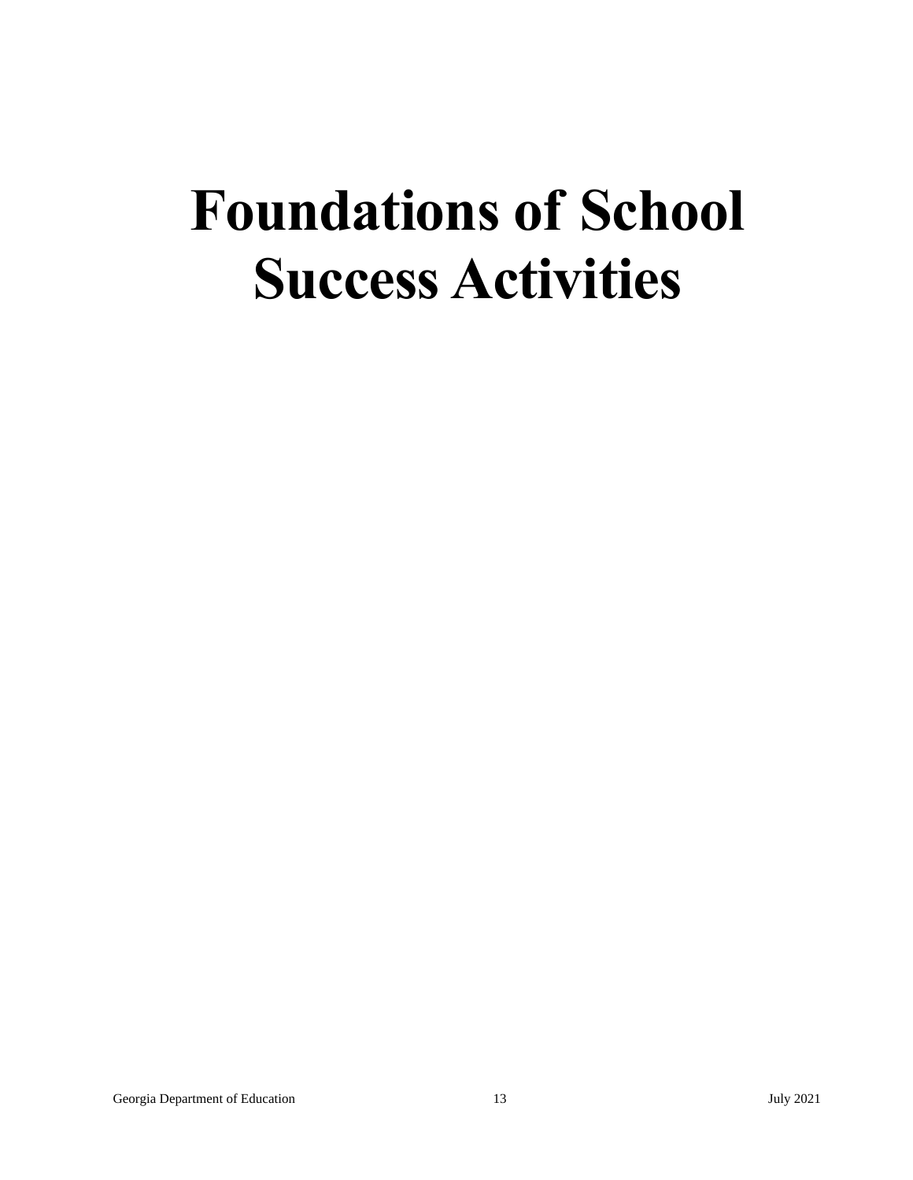# Foundations of School Success Activities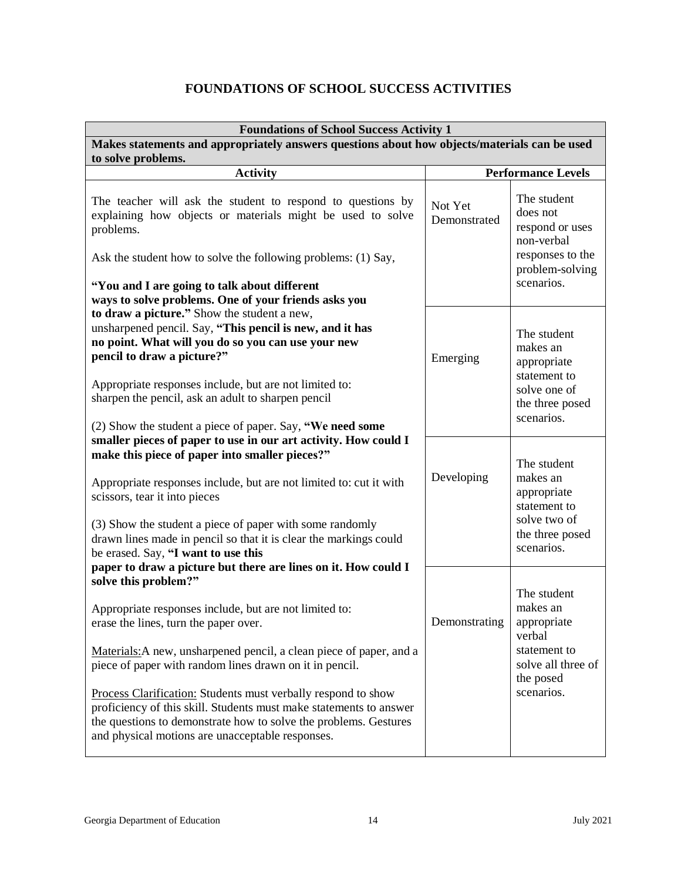# FOUNDATIONS OF SCHOOL SUCCESS ACTIVITIES

| Foundations of School Success Activity 1 | | |
|---|---|---|
| **Makes statements and appropriately answers questions about how objects/materials can be used to solve problems.** | | |
| **Activity** | **Performance Levels** | |
| The teacher will ask the student to respond to questions by explaining how objects or materials might be used to solve problems.<br><br>Ask the student how to solve the following problems: (1) Say,<br><br>**"You and I are going to talk about different ways to solve problems. One of your friends asks you to draw a picture."** Show the student a new, unsharpened pencil. Say, **"This pencil is new, and it has no point. What will you do so you can use your new pencil to draw a picture?"**<br><br>Appropriate responses include, but are not limited to: sharpen the pencil, ask an adult to sharpen pencil<br><br>(2) Show the student a piece of paper. Say, **"We need some smaller pieces of paper to use in our art activity. How could I make this piece of paper into smaller pieces?"**<br><br>Appropriate responses include, but are not limited to: cut it with scissors, tear it into pieces<br><br>(3) Show the student a piece of paper with some randomly drawn lines made in pencil so that it is clear the markings could be erased. Say, **"I want to use this paper to draw a picture but there are lines on it. How could I solve this problem?"**<br><br>Appropriate responses include, but are not limited to: erase the lines, turn the paper over.<br><br>Materials: A new, unsharpened pencil, a clean piece of paper, and a piece of paper with random lines drawn on it in pencil.<br><br>Process Clarification: Students must verbally respond to show proficiency of this skill. Students must make statements to answer the questions to demonstrate how to solve the problems. Gestures and physical motions are unacceptable responses. | Not Yet Demonstrated | The student does not respond or uses non-verbal responses to the problem-solving scenarios. |
| | Emerging | The student makes an appropriate statement to solve one of the three posed scenarios. |
| | Developing | The student makes an appropriate statement to solve two of the three posed scenarios. |
| | Demonstrating | The student makes an appropriate verbal statement to solve all three of the posed scenarios. |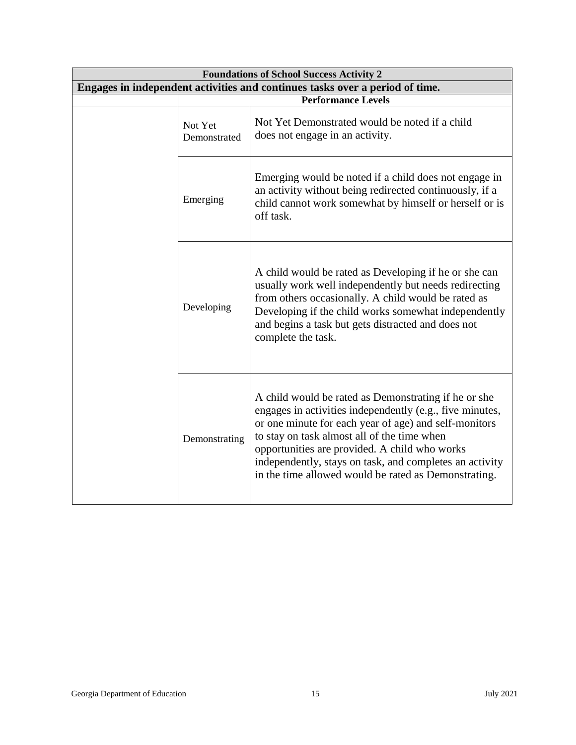| Foundations of School Success Activity 2 | | |
|---|---|---|
| **Engages in independent activities and continues tasks over a period of time.** | | |
| | **Performance Levels** | |
| | Not Yet Demonstrated | Not Yet Demonstrated would be noted if a child does not engage in an activity. |
| | Emerging | Emerging would be noted if a child does not engage in an activity without being redirected continuously, if a child cannot work somewhat by himself or herself or is off task. |
| | Developing | A child would be rated as Developing if he or she can usually work well independently but needs redirecting from others occasionally. A child would be rated as Developing if the child works somewhat independently and begins a task but gets distracted and does not complete the task. |
| | Demonstrating | A child would be rated as Demonstrating if he or she engages in activities independently (e.g., five minutes, or one minute for each year of age) and self-monitors to stay on task almost all of the time when opportunities are provided. A child who works independently, stays on task, and completes an activity in the time allowed would be rated as Demonstrating. |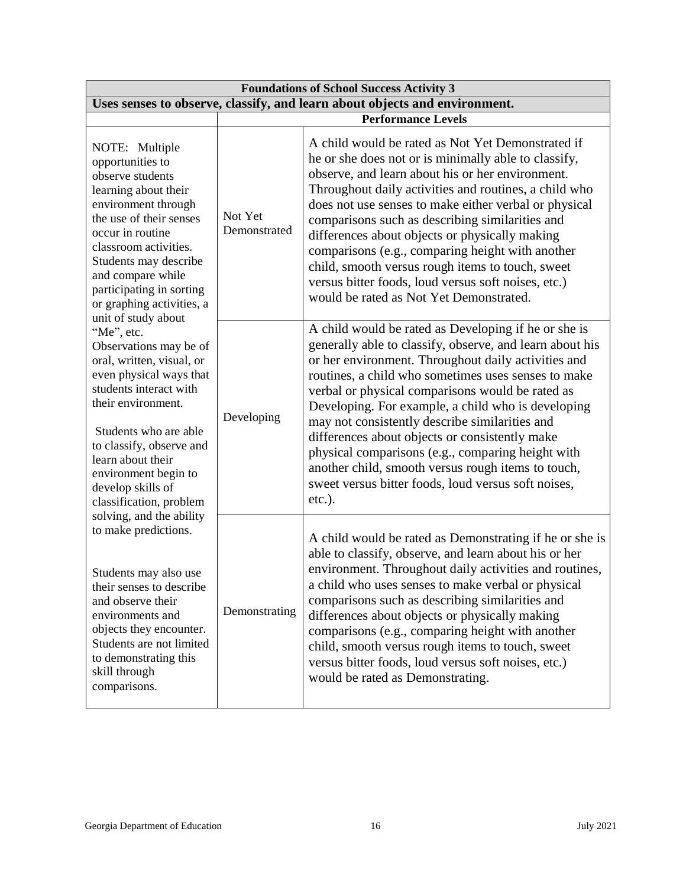| Foundations of School Success Activity 3 | | |
|---|---|---|
| **Uses senses to observe, classify, and learn about objects and environment.** | | |
| | **Performance Levels** | |
| NOTE: Multiple opportunities to observe students learning about their environment through the use of their senses occur in routine classroom activities. Students may describe and compare while participating in sorting or graphing activities, a unit of study about "Me", etc. Observations may be of oral, written, visual, or even physical ways that students interact with their environment.<br><br>Students who are able to classify, observe and learn about their environment begin to develop skills of classification, problem solving, and the ability to make predictions.<br><br>Students may also use their senses to describe and observe their environments and objects they encounter. Students are not limited to demonstrating this skill through comparisons. | Not Yet Demonstrated | A child would be rated as Not Yet Demonstrated if he or she does not or is minimally able to classify, observe, and learn about his or her environment. Throughout daily activities and routines, a child who does not use senses to make either verbal or physical comparisons such as describing similarities and differences about objects or physically making comparisons (e.g., comparing height with another child, smooth versus rough items to touch, sweet versus bitter foods, loud versus soft noises, etc.) would be rated as Not Yet Demonstrated. |
| | Developing | A child would be rated as Developing if he or she is generally able to classify, observe, and learn about his or her environment. Throughout daily activities and routines, a child who sometimes uses senses to make verbal or physical comparisons would be rated as Developing. For example, a child who is developing may not consistently describe similarities and differences about objects or consistently make physical comparisons (e.g., comparing height with another child, smooth versus rough items to touch, sweet versus bitter foods, loud versus soft noises, etc.). |
| | Demonstrating | A child would be rated as Demonstrating if he or she is able to classify, observe, and learn about his or her environment. Throughout daily activities and routines, a child who uses senses to make verbal or physical comparisons such as describing similarities and differences about objects or physically making comparisons (e.g., comparing height with another child, smooth versus rough items to touch, sweet versus bitter foods, loud versus soft noises, etc.) would be rated as Demonstrating. |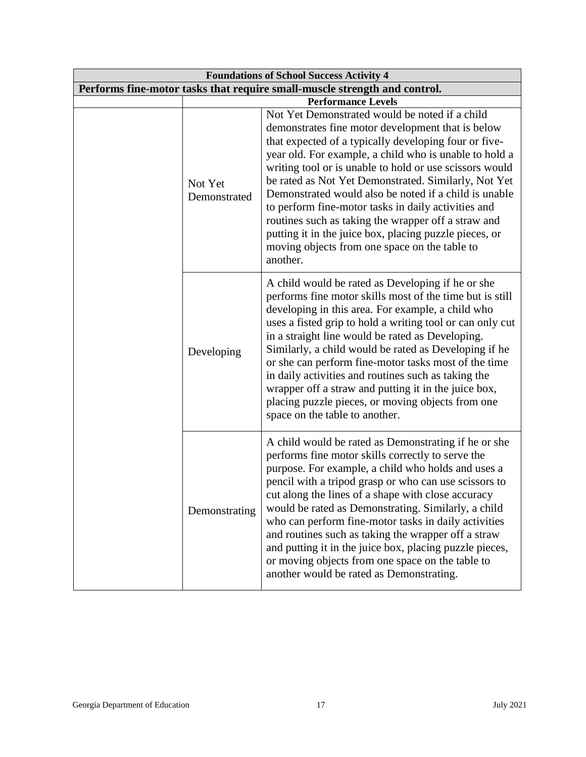| Foundations of School Success Activity 4 | | |
|---|---|---|
| **Performs fine-motor tasks that require small-muscle strength and control.** | | |
| | **Performance Levels** | |
| | Not Yet Demonstrated | Not Yet Demonstrated would be noted if a child demonstrates fine motor development that is below that expected of a typically developing four or five-year old. For example, a child who is unable to hold a writing tool or is unable to hold or use scissors would be rated as Not Yet Demonstrated. Similarly, Not Yet Demonstrated would also be noted if a child is unable to perform fine-motor tasks in daily activities and routines such as taking the wrapper off a straw and putting it in the juice box, placing puzzle pieces, or moving objects from one space on the table to another. |
| | Developing | A child would be rated as Developing if he or she performs fine motor skills most of the time but is still developing in this area. For example, a child who uses a fisted grip to hold a writing tool or can only cut in a straight line would be rated as Developing. Similarly, a child would be rated as Developing if he or she can perform fine-motor tasks most of the time in daily activities and routines such as taking the wrapper off a straw and putting it in the juice box, placing puzzle pieces, or moving objects from one space on the table to another. |
| | Demonstrating | A child would be rated as Demonstrating if he or she performs fine motor skills correctly to serve the purpose. For example, a child who holds and uses a pencil with a tripod grasp or who can use scissors to cut along the lines of a shape with close accuracy would be rated as Demonstrating. Similarly, a child who can perform fine-motor tasks in daily activities and routines such as taking the wrapper off a straw and putting it in the juice box, placing puzzle pieces, or moving objects from one space on the table to another would be rated as Demonstrating. |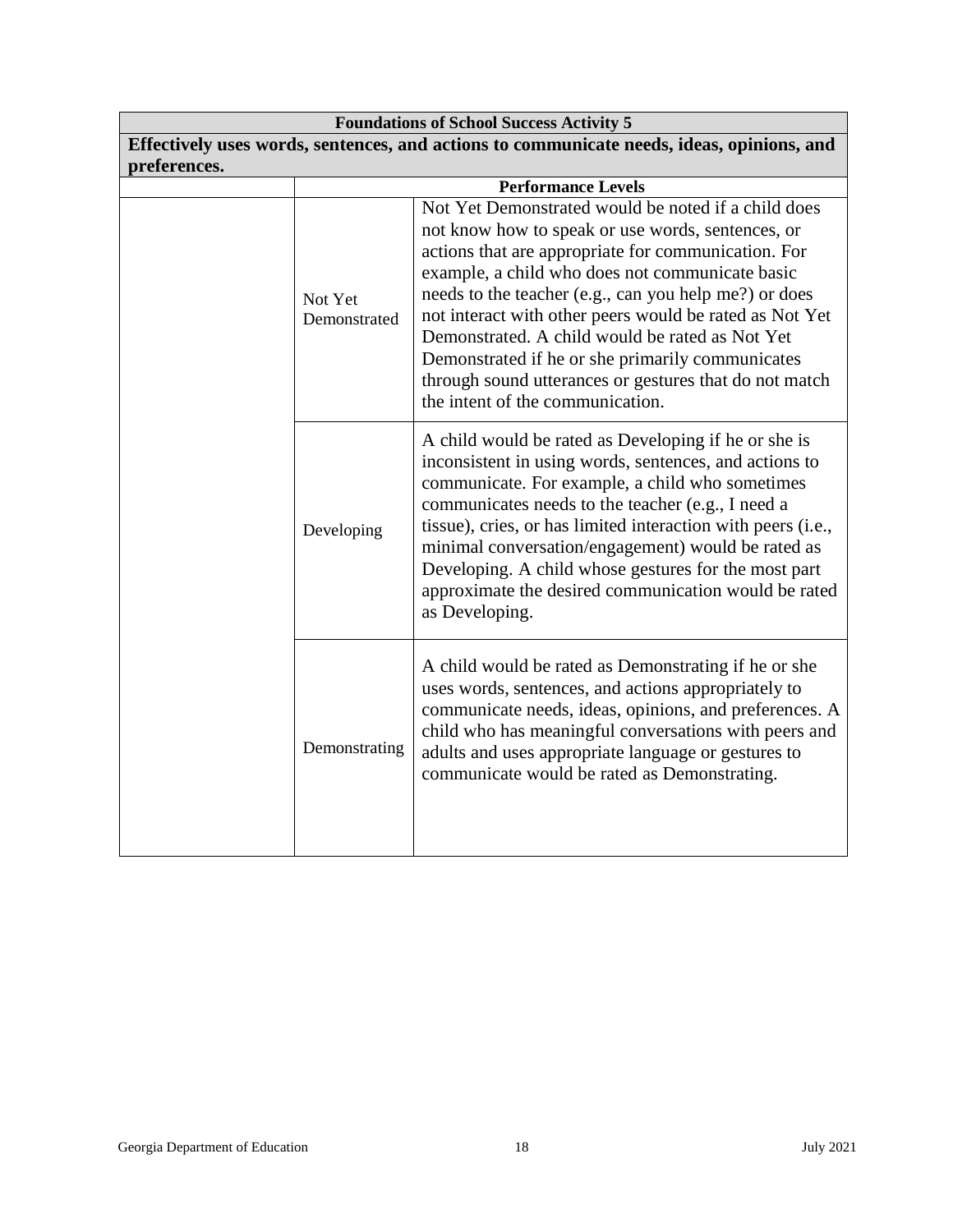| Foundations of School Success Activity 5 | | |
|---|---|---|
| **Effectively uses words, sentences, and actions to communicate needs, ideas, opinions, and preferences.** | | |
| | **Performance Levels** | |
| | Not Yet Demonstrated | Not Yet Demonstrated would be noted if a child does not know how to speak or use words, sentences, or actions that are appropriate for communication. For example, a child who does not communicate basic needs to the teacher (e.g., can you help me?) or does not interact with other peers would be rated as Not Yet Demonstrated. A child would be rated as Not Yet Demonstrated if he or she primarily communicates through sound utterances or gestures that do not match the intent of the communication. |
| | Developing | A child would be rated as Developing if he or she is inconsistent in using words, sentences, and actions to communicate. For example, a child who sometimes communicates needs to the teacher (e.g., I need a tissue), cries, or has limited interaction with peers (i.e., minimal conversation/engagement) would be rated as Developing. A child whose gestures for the most part approximate the desired communication would be rated as Developing. |
| | Demonstrating | A child would be rated as Demonstrating if he or she uses words, sentences, and actions appropriately to communicate needs, ideas, opinions, and preferences. A child who has meaningful conversations with peers and adults and uses appropriate language or gestures to communicate would be rated as Demonstrating. |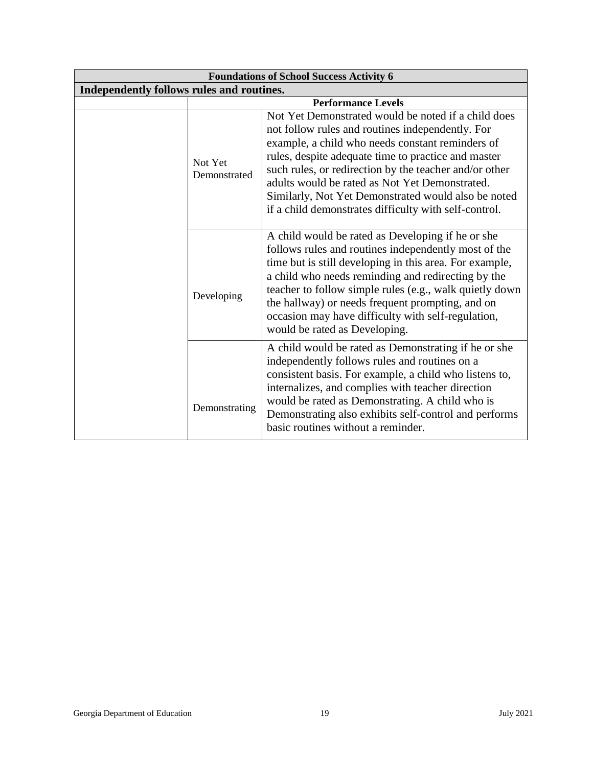| Foundations of School Success Activity 6 | | |
|---|---|---|
| **Independently follows rules and routines.** | | |
| | **Performance Levels** | |
| | Not Yet Demonstrated | Not Yet Demonstrated would be noted if a child does not follow rules and routines independently. For example, a child who needs constant reminders of rules, despite adequate time to practice and master such rules, or redirection by the teacher and/or other adults would be rated as Not Yet Demonstrated. Similarly, Not Yet Demonstrated would also be noted if a child demonstrates difficulty with self-control. |
| | Developing | A child would be rated as Developing if he or she follows rules and routines independently most of the time but is still developing in this area. For example, a child who needs reminding and redirecting by the teacher to follow simple rules (e.g., walk quietly down the hallway) or needs frequent prompting, and on occasion may have difficulty with self-regulation, would be rated as Developing. |
| | Demonstrating | A child would be rated as Demonstrating if he or she independently follows rules and routines on a consistent basis. For example, a child who listens to, internalizes, and complies with teacher direction would be rated as Demonstrating. A child who is Demonstrating also exhibits self-control and performs basic routines without a reminder. |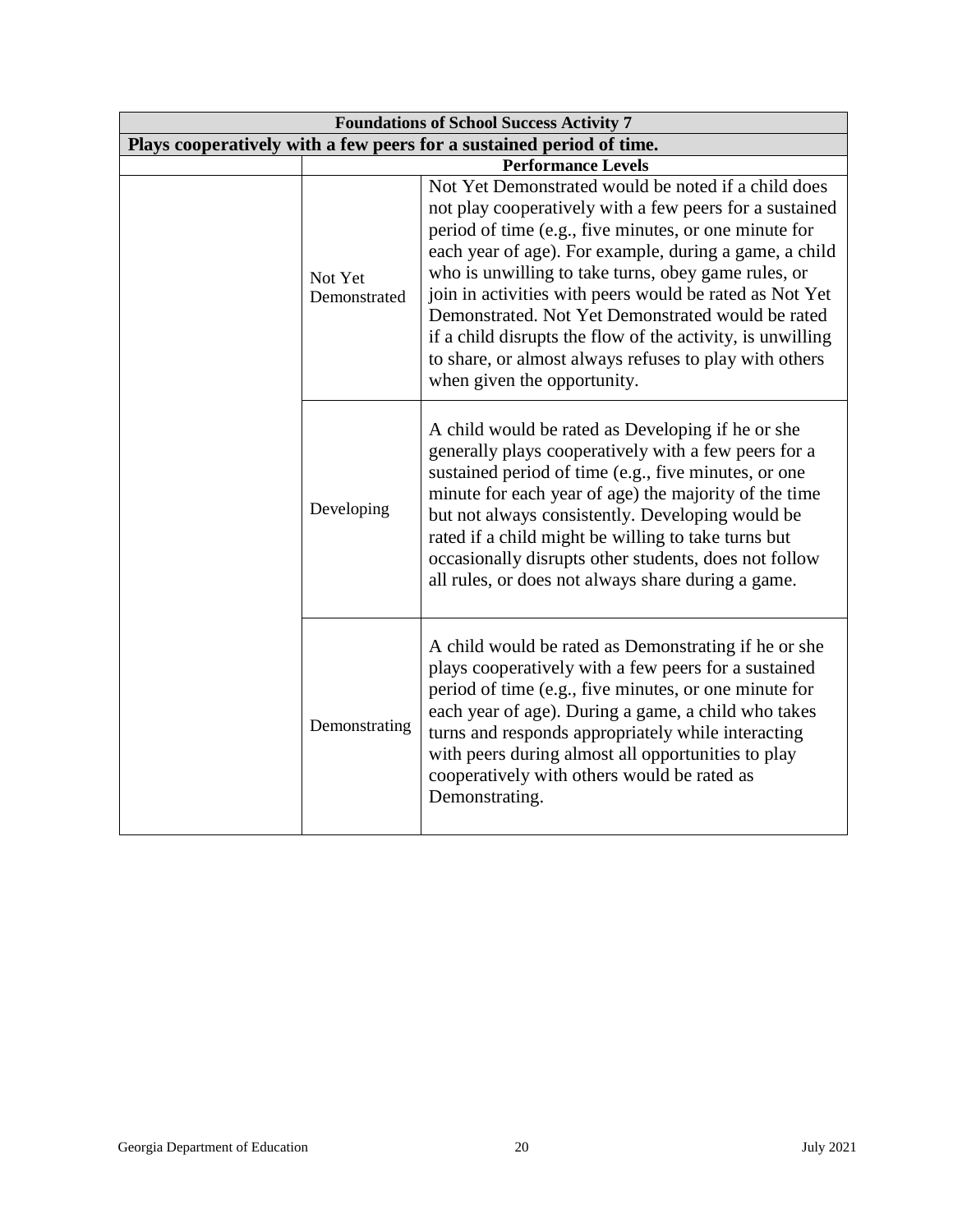| Foundations of School Success Activity 7 | | |
|---|---|---|
| **Plays cooperatively with a few peers for a sustained period of time.** | | |
| | **Performance Levels** | |
| | Not Yet Demonstrated | Not Yet Demonstrated would be noted if a child does not play cooperatively with a few peers for a sustained period of time (e.g., five minutes, or one minute for each year of age). For example, during a game, a child who is unwilling to take turns, obey game rules, or join in activities with peers would be rated as Not Yet Demonstrated. Not Yet Demonstrated would be rated if a child disrupts the flow of the activity, is unwilling to share, or almost always refuses to play with others when given the opportunity. |
| | Developing | A child would be rated as Developing if he or she generally plays cooperatively with a few peers for a sustained period of time (e.g., five minutes, or one minute for each year of age) the majority of the time but not always consistently. Developing would be rated if a child might be willing to take turns but occasionally disrupts other students, does not follow all rules, or does not always share during a game. |
| | Demonstrating | A child would be rated as Demonstrating if he or she plays cooperatively with a few peers for a sustained period of time (e.g., five minutes, or one minute for each year of age). During a game, a child who takes turns and responds appropriately while interacting with peers during almost all opportunities to play cooperatively with others would be rated as Demonstrating. |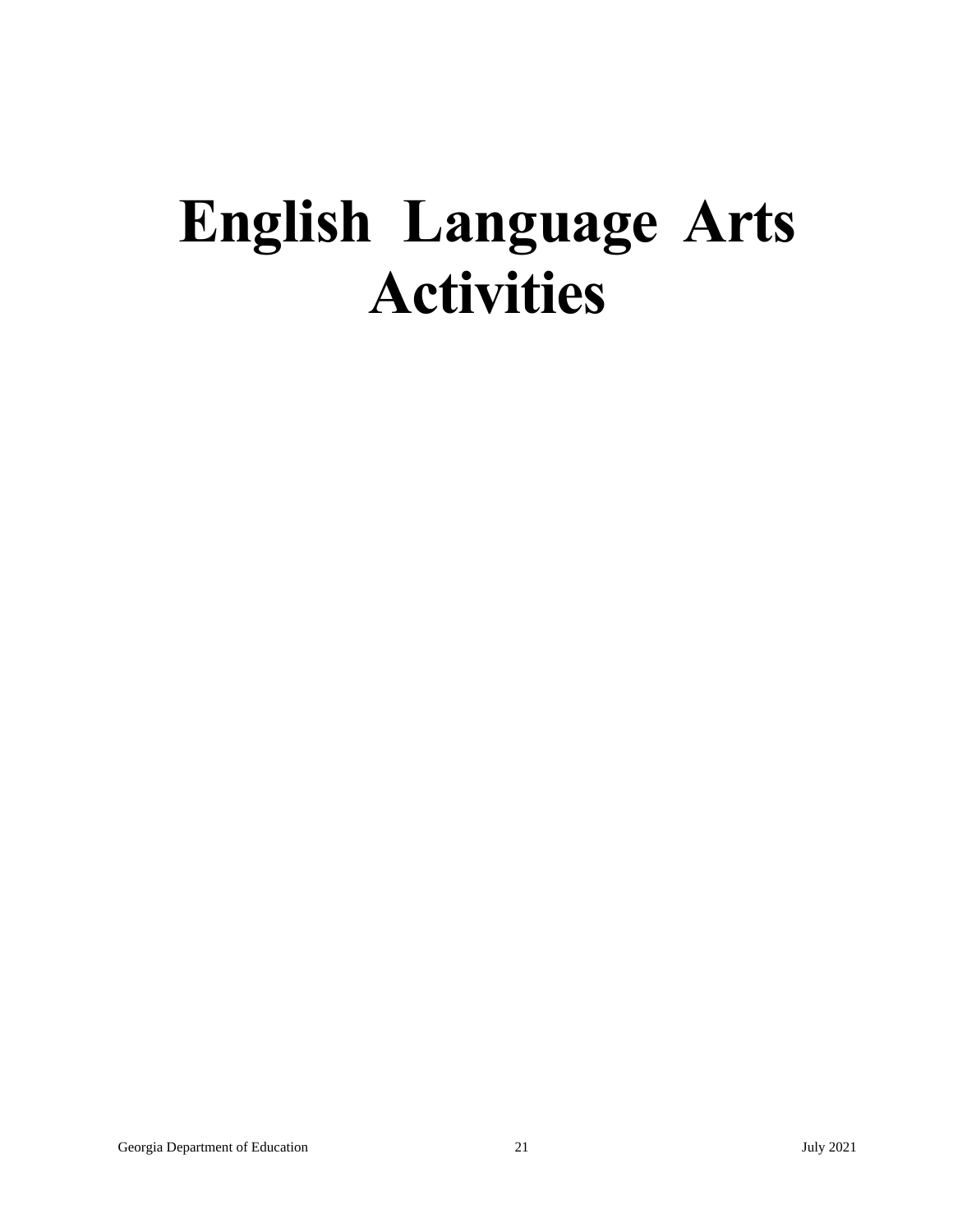# English Language Arts Activities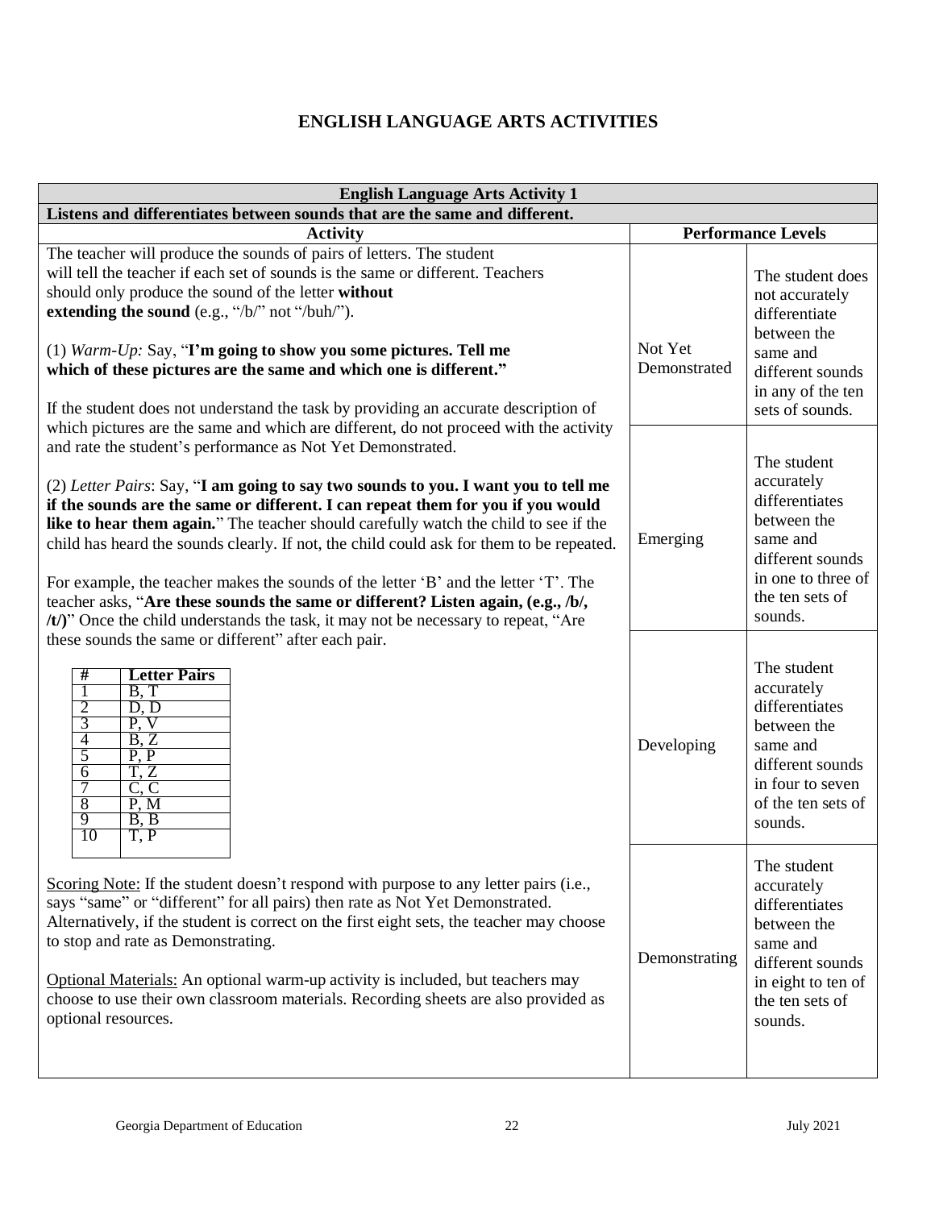# ENGLISH LANGUAGE ARTS ACTIVITIES

| English Language Arts Activity 1 | | |
|---|---|---|
| **Listens and differentiates between sounds that are the same and different.** | | |
| **Activity** | **Performance Levels** | |
| The teacher will produce the sounds of pairs of letters. The student will tell the teacher if each set of sounds is the same or different. Teachers should only produce the sound of the letter **without extending the sound** (e.g., "/b/" not "/buh/").<br><br>(1) *Warm-Up:* Say, "**I'm going to show you some pictures. Tell me which of these pictures are the same and which one is different.**"<br><br>If the student does not understand the task by providing an accurate description of which pictures are the same and which are different, do not proceed with the activity and rate the student's performance as Not Yet Demonstrated.<br><br>(2) *Letter Pairs*: Say, "**I am going to say two sounds to you. I want you to tell me if the sounds are the same or different. I can repeat them for you if you would like to hear them again.**" The teacher should carefully watch the child to see if the child has heard the sounds clearly. If not, the child could ask for them to be repeated.<br><br>For example, the teacher makes the sounds of the letter 'B' and the letter 'T'. The teacher asks, "**Are these sounds the same or different? Listen again, (e.g., /b/, /t/)**" Once the child understands the task, it may not be necessary to repeat, "Are these sounds the same or different" after each pair.<br><br>**#** / **Letter Pairs**<br>1 – B, T<br>2 – D, D<br>3 – P, V<br>4 – B, Z<br>5 – P, P<br>6 – T, Z<br>7 – C, C<br>8 – P, M<br>9 – B, B<br>10 – T, P<br><br><u>Scoring Note:</u> If the student doesn't respond with purpose to any letter pairs (i.e., says "same" or "different" for all pairs) then rate as Not Yet Demonstrated. Alternatively, if the student is correct on the first eight sets, the teacher may choose to stop and rate as Demonstrating.<br><br><u>Optional Materials:</u> An optional warm-up activity is included, but teachers may choose to use their own classroom materials. Recording sheets are also provided as optional resources. | Not Yet Demonstrated | The student does not accurately differentiate between the same and different sounds in any of the ten sets of sounds. |
| | Emerging | The student accurately differentiates between the same and different sounds in one to three of the ten sets of sounds. |
| | Developing | The student accurately differentiates between the same and different sounds in four to seven of the ten sets of sounds. |
| | Demonstrating | The student accurately differentiates between the same and different sounds in eight to ten of the ten sets of sounds. |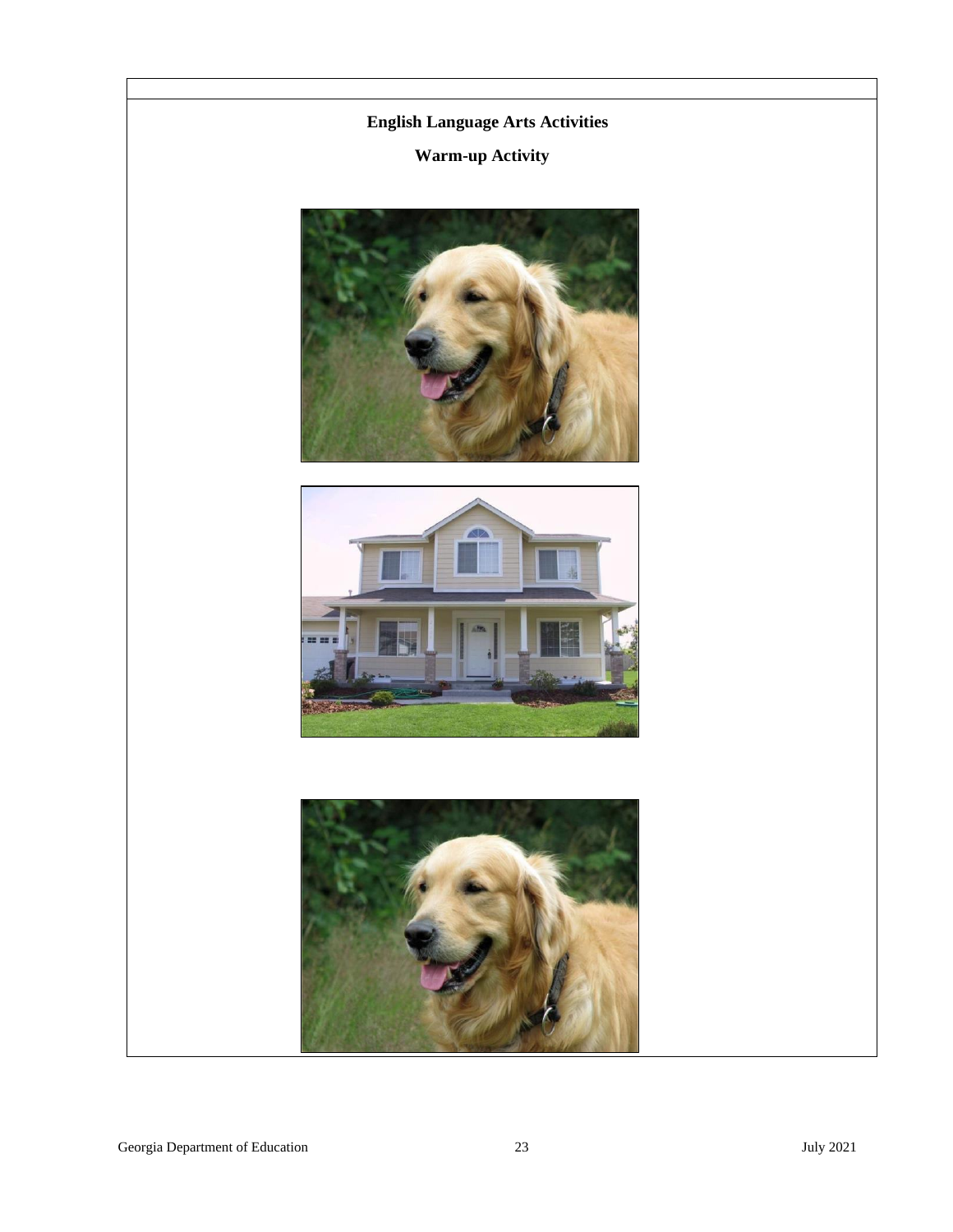## English Language Arts Activities

### Warm-up Activity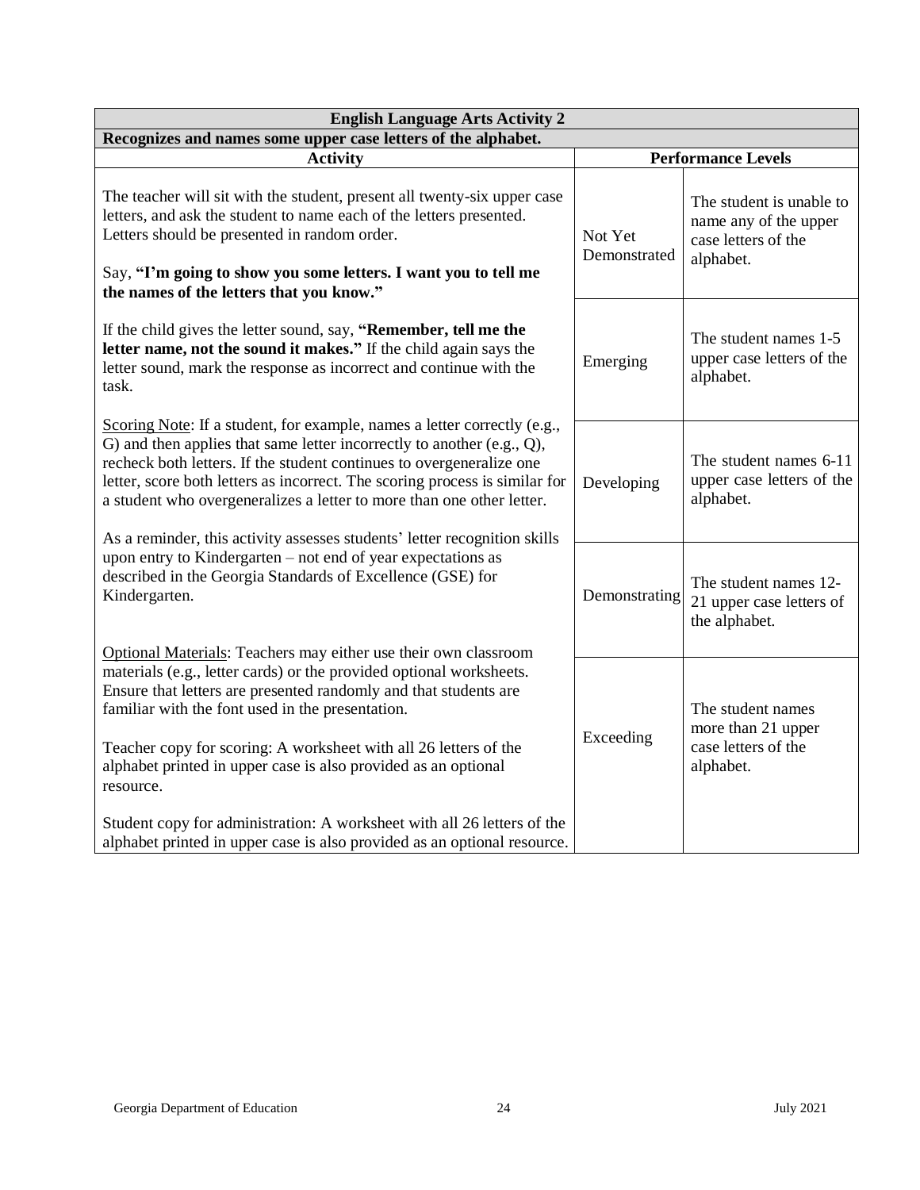| English Language Arts Activity 2 | | |
|---|---|---|
| **Recognizes and names some upper case letters of the alphabet.** | | |
| **Activity** | **Performance Levels** | |
| The teacher will sit with the student, present all twenty-six upper case letters, and ask the student to name each of the letters presented. Letters should be presented in random order.<br><br>Say, **"I'm going to show you some letters. I want you to tell me the names of the letters that you know."**<br><br>If the child gives the letter sound, say, **"Remember, tell me the letter name, not the sound it makes."** If the child again says the letter sound, mark the response as incorrect and continue with the task.<br><br>Scoring Note: If a student, for example, names a letter correctly (e.g., G) and then applies that same letter incorrectly to another (e.g., Q), recheck both letters. If the student continues to overgeneralize one letter, score both letters as incorrect. The scoring process is similar for a student who overgeneralizes a letter to more than one other letter.<br><br>As a reminder, this activity assesses students' letter recognition skills upon entry to Kindergarten – not end of year expectations as described in the Georgia Standards of Excellence (GSE) for Kindergarten.<br><br>Optional Materials: Teachers may either use their own classroom materials (e.g., letter cards) or the provided optional worksheets. Ensure that letters are presented randomly and that students are familiar with the font used in the presentation.<br><br>Teacher copy for scoring: A worksheet with all 26 letters of the alphabet printed in upper case is also provided as an optional resource.<br><br>Student copy for administration: A worksheet with all 26 letters of the alphabet printed in upper case is also provided as an optional resource. | Not Yet Demonstrated | The student is unable to name any of the upper case letters of the alphabet. |
| | Emerging | The student names 1-5 upper case letters of the alphabet. |
| | Developing | The student names 6-11 upper case letters of the alphabet. |
| | Demonstrating | The student names 12-21 upper case letters of the alphabet. |
| | Exceeding | The student names more than 21 upper case letters of the alphabet. |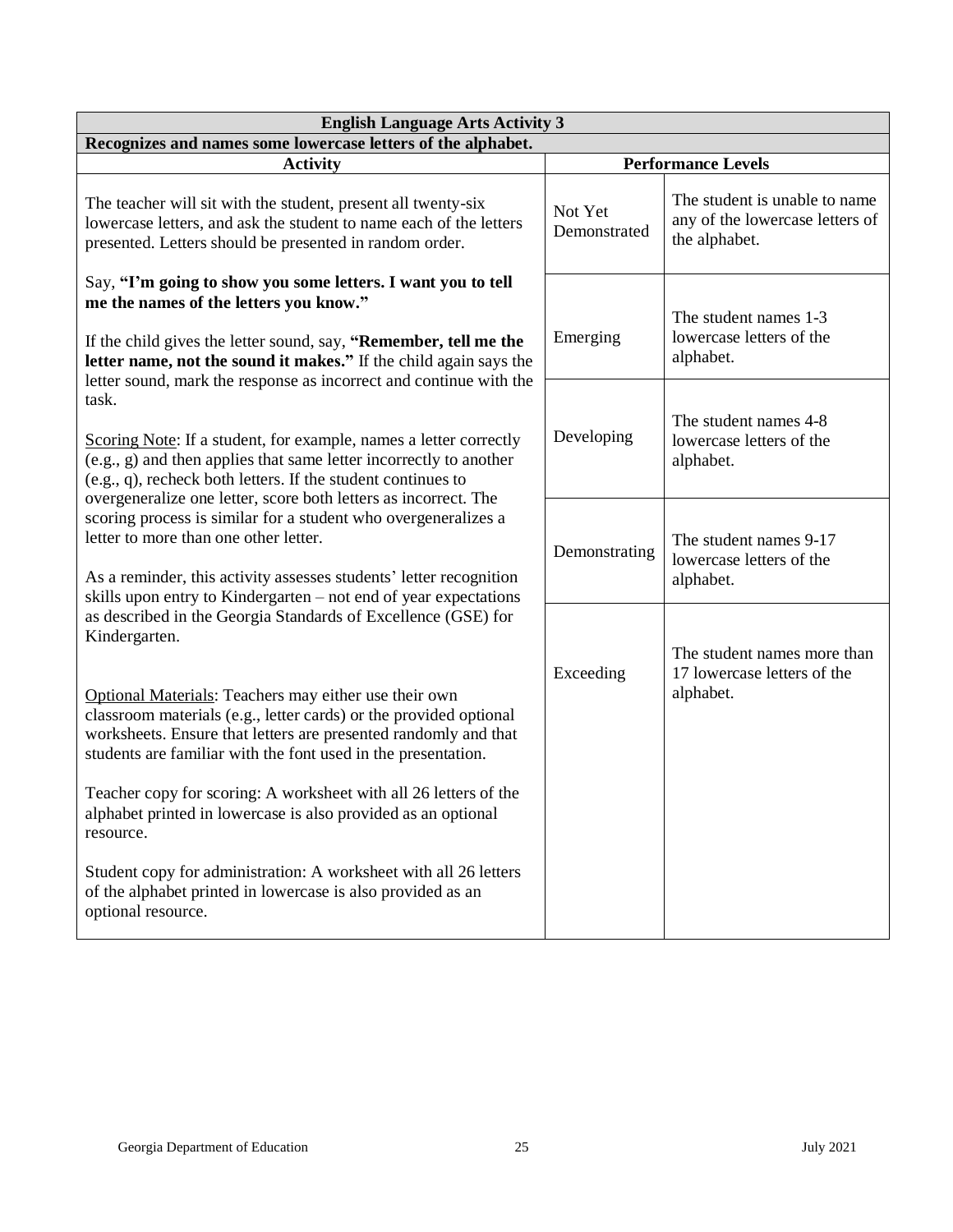| English Language Arts Activity 3 | | |
|---|---|---|
| **Recognizes and names some lowercase letters of the alphabet.** | | |
| **Activity** | **Performance Levels** | |
| The teacher will sit with the student, present all twenty-six lowercase letters, and ask the student to name each of the letters presented. Letters should be presented in random order.<br><br>Say, **"I'm going to show you some letters. I want you to tell me the names of the letters you know."**<br><br>If the child gives the letter sound, say, **"Remember, tell me the letter name, not the sound it makes."** If the child again says the letter sound, mark the response as incorrect and continue with the task.<br><br><u>Scoring Note</u>: If a student, for example, names a letter correctly (e.g., g) and then applies that same letter incorrectly to another (e.g., q), recheck both letters. If the student continues to overgeneralize one letter, score both letters as incorrect. The scoring process is similar for a student who overgeneralizes a letter to more than one other letter.<br><br>As a reminder, this activity assesses students' letter recognition skills upon entry to Kindergarten – not end of year expectations as described in the Georgia Standards of Excellence (GSE) for Kindergarten.<br><br><u>Optional Materials</u>: Teachers may either use their own classroom materials (e.g., letter cards) or the provided optional worksheets. Ensure that letters are presented randomly and that students are familiar with the font used in the presentation.<br><br>Teacher copy for scoring: A worksheet with all 26 letters of the alphabet printed in lowercase is also provided as an optional resource.<br><br>Student copy for administration: A worksheet with all 26 letters of the alphabet printed in lowercase is also provided as an optional resource. | Not Yet Demonstrated | The student is unable to name any of the lowercase letters of the alphabet. |
| | Emerging | The student names 1-3 lowercase letters of the alphabet. |
| | Developing | The student names 4-8 lowercase letters of the alphabet. |
| | Demonstrating | The student names 9-17 lowercase letters of the alphabet. |
| | Exceeding | The student names more than 17 lowercase letters of the alphabet. |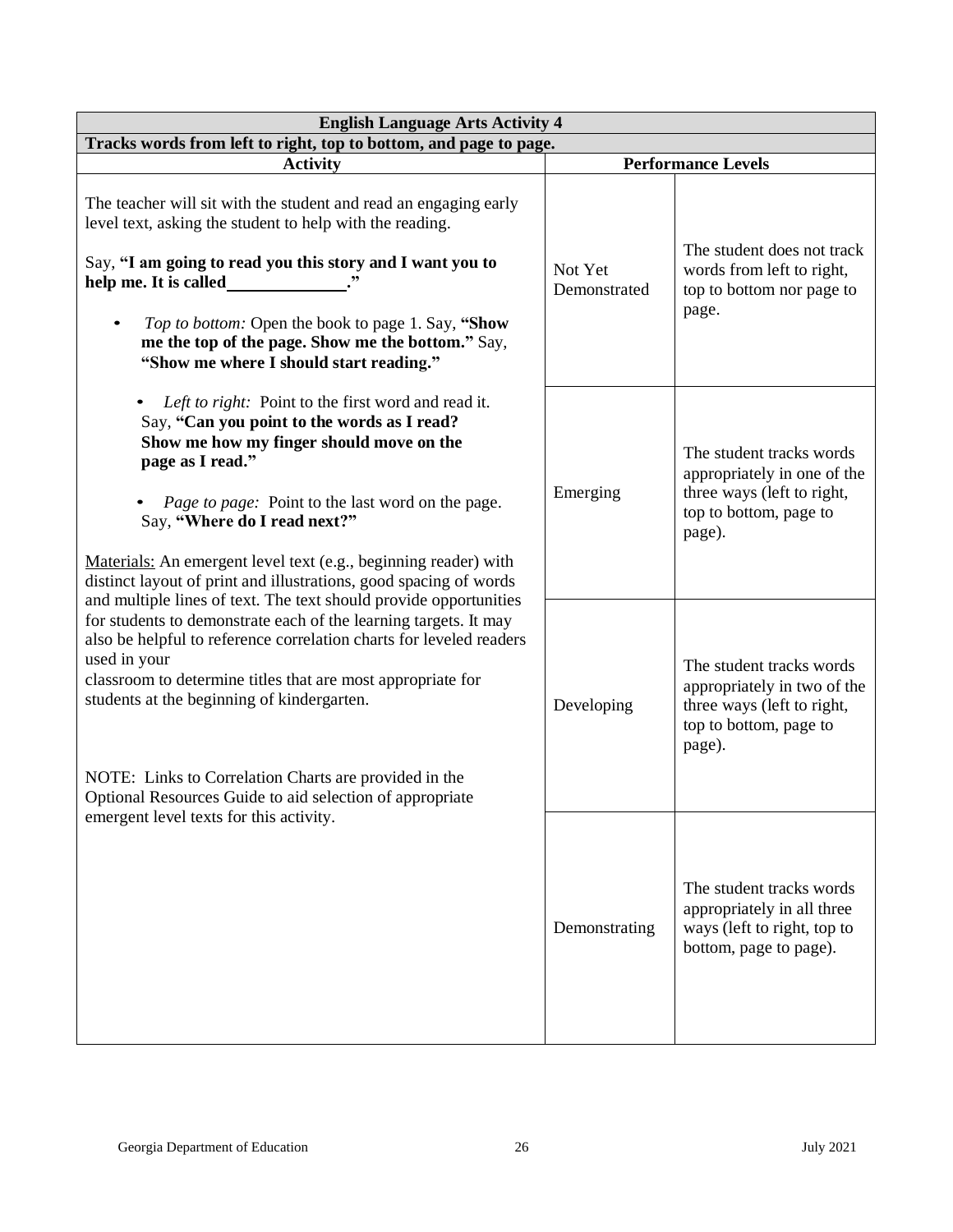| English Language Arts Activity 4 | | |
|---|---|---|
| **Tracks words from left to right, top to bottom, and page to page.** | | |
| **Activity** | **Performance Levels** | |
| The teacher will sit with the student and read an engaging early level text, asking the student to help with the reading.<br><br>Say, **"I am going to read you this story and I want you to help me. It is called \_\_\_\_\_\_\_\_\_\_\_\_\_."**<br><br>• *Top to bottom:* Open the book to page 1. Say, **"Show me the top of the page. Show me the bottom."** Say, **"Show me where I should start reading."**<br><br>• *Left to right:* Point to the first word and read it. Say, **"Can you point to the words as I read? Show me how my finger should move on the page as I read."**<br><br>• *Page to page:* Point to the last word on the page. Say, **"Where do I read next?"**<br><br><u>Materials:</u> An emergent level text (e.g., beginning reader) with distinct layout of print and illustrations, good spacing of words and multiple lines of text. The text should provide opportunities for students to demonstrate each of the learning targets. It may also be helpful to reference correlation charts for leveled readers used in your classroom to determine titles that are most appropriate for students at the beginning of kindergarten.<br><br>NOTE: Links to Correlation Charts are provided in the Optional Resources Guide to aid selection of appropriate emergent level texts for this activity. | Not Yet Demonstrated | The student does not track words from left to right, top to bottom nor page to page. |
| | Emerging | The student tracks words appropriately in one of the three ways (left to right, top to bottom, page to page). |
| | Developing | The student tracks words appropriately in two of the three ways (left to right, top to bottom, page to page). |
| | Demonstrating | The student tracks words appropriately in all three ways (left to right, top to bottom, page to page). |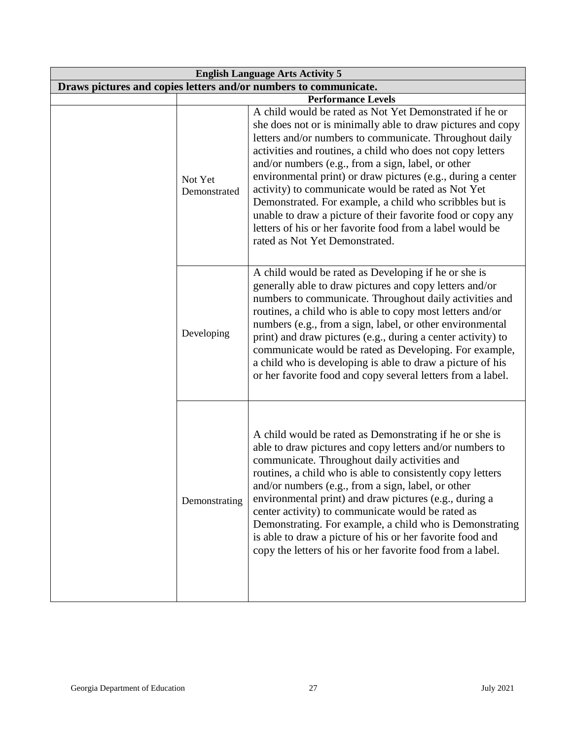| English Language Arts Activity 5 | | |
|---|---|---|
| **Draws pictures and copies letters and/or numbers to communicate.** | | |
| | **Performance Levels** | |
| | Not Yet Demonstrated | A child would be rated as Not Yet Demonstrated if he or she does not or is minimally able to draw pictures and copy letters and/or numbers to communicate. Throughout daily activities and routines, a child who does not copy letters and/or numbers (e.g., from a sign, label, or other environmental print) or draw pictures (e.g., during a center activity) to communicate would be rated as Not Yet Demonstrated. For example, a child who scribbles but is unable to draw a picture of their favorite food or copy any letters of his or her favorite food from a label would be rated as Not Yet Demonstrated. |
| | Developing | A child would be rated as Developing if he or she is generally able to draw pictures and copy letters and/or numbers to communicate. Throughout daily activities and routines, a child who is able to copy most letters and/or numbers (e.g., from a sign, label, or other environmental print) and draw pictures (e.g., during a center activity) to communicate would be rated as Developing. For example, a child who is developing is able to draw a picture of his or her favorite food and copy several letters from a label. |
| | Demonstrating | A child would be rated as Demonstrating if he or she is able to draw pictures and copy letters and/or numbers to communicate. Throughout daily activities and routines, a child who is able to consistently copy letters and/or numbers (e.g., from a sign, label, or other environmental print) and draw pictures (e.g., during a center activity) to communicate would be rated as Demonstrating. For example, a child who is Demonstrating is able to draw a picture of his or her favorite food and copy the letters of his or her favorite food from a label. |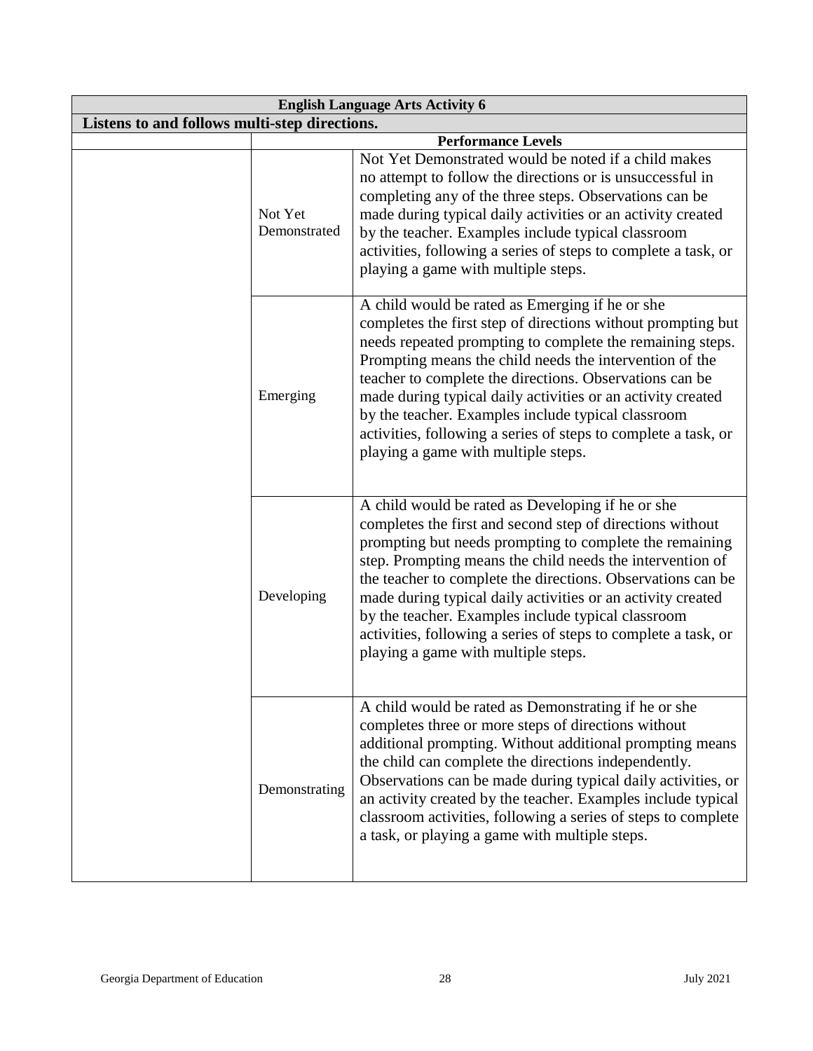| English Language Arts Activity 6 | | |
|---|---|---|
| **Listens to and follows multi-step directions.** | | |
| | **Performance Levels** | |
| | Not Yet Demonstrated | Not Yet Demonstrated would be noted if a child makes no attempt to follow the directions or is unsuccessful in completing any of the three steps. Observations can be made during typical daily activities or an activity created by the teacher. Examples include typical classroom activities, following a series of steps to complete a task, or playing a game with multiple steps. |
| | Emerging | A child would be rated as Emerging if he or she completes the first step of directions without prompting but needs repeated prompting to complete the remaining steps. Prompting means the child needs the intervention of the teacher to complete the directions. Observations can be made during typical daily activities or an activity created by the teacher. Examples include typical classroom activities, following a series of steps to complete a task, or playing a game with multiple steps. |
| | Developing | A child would be rated as Developing if he or she completes the first and second step of directions without prompting but needs prompting to complete the remaining step. Prompting means the child needs the intervention of the teacher to complete the directions. Observations can be made during typical daily activities or an activity created by the teacher. Examples include typical classroom activities, following a series of steps to complete a task, or playing a game with multiple steps. |
| | Demonstrating | A child would be rated as Demonstrating if he or she completes three or more steps of directions without additional prompting. Without additional prompting means the child can complete the directions independently. Observations can be made during typical daily activities, or an activity created by the teacher. Examples include typical classroom activities, following a series of steps to complete a task, or playing a game with multiple steps. |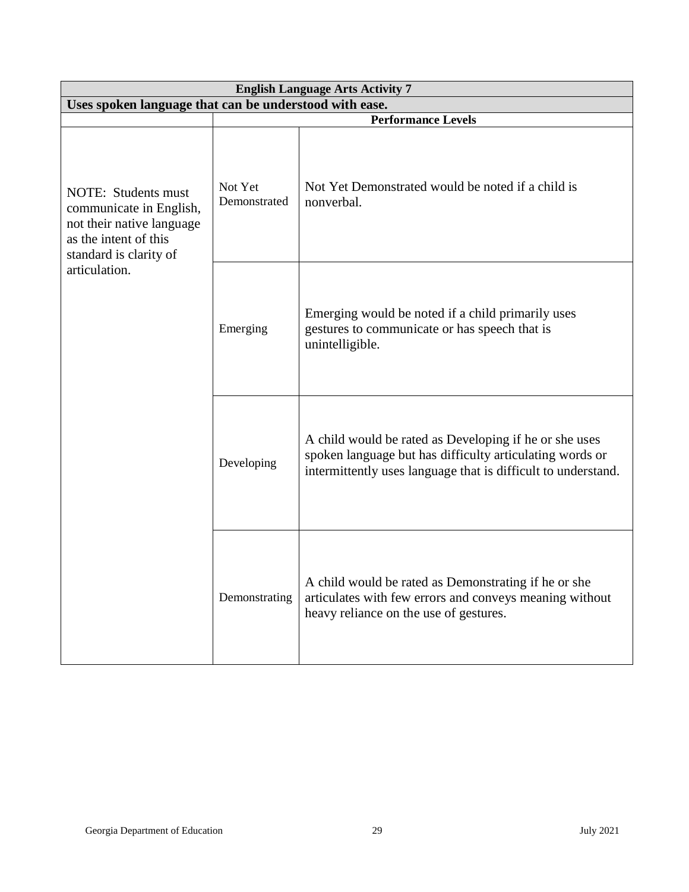| English Language Arts Activity 7 | | |
|---|---|---|
| **Uses spoken language that can be understood with ease.** | | |
| | **Performance Levels** | |
| NOTE: Students must communicate in English, not their native language as the intent of this standard is clarity of articulation. | Not Yet Demonstrated | Not Yet Demonstrated would be noted if a child is nonverbal. |
| | Emerging | Emerging would be noted if a child primarily uses gestures to communicate or has speech that is unintelligible. |
| | Developing | A child would be rated as Developing if he or she uses spoken language but has difficulty articulating words or intermittently uses language that is difficult to understand. |
| | Demonstrating | A child would be rated as Demonstrating if he or she articulates with few errors and conveys meaning without heavy reliance on the use of gestures. |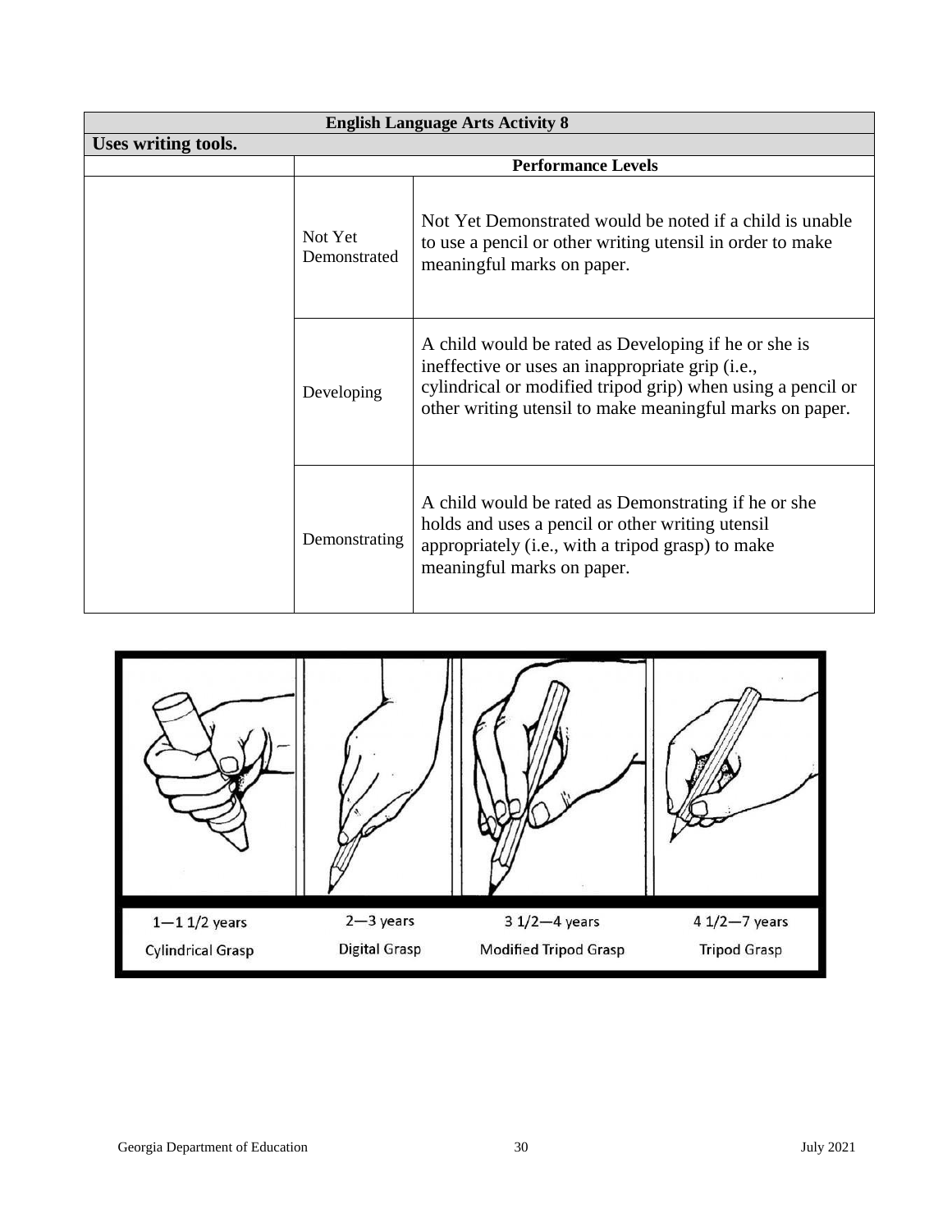| English Language Arts Activity 8 | | |
|---|---|---|
| **Uses writing tools.** | | |
| | **Performance Levels** | |
| | Not Yet Demonstrated | Not Yet Demonstrated would be noted if a child is unable to use a pencil or other writing utensil in order to make meaningful marks on paper. |
| | Developing | A child would be rated as Developing if he or she is ineffective or uses an inappropriate grip (i.e., cylindrical or modified tripod grip) when using a pencil or other writing utensil to make meaningful marks on paper. |
| | Demonstrating | A child would be rated as Demonstrating if he or she holds and uses a pencil or other writing utensil appropriately (i.e., with a tripod grasp) to make meaningful marks on paper. |

| 1—1 1/2 years | 2—3 years | 3 1/2—4 years | 4 1/2—7 years |
|---|---|---|---|
| Cylindrical Grasp | Digital Grasp | Modified Tripod Grasp | Tripod Grasp |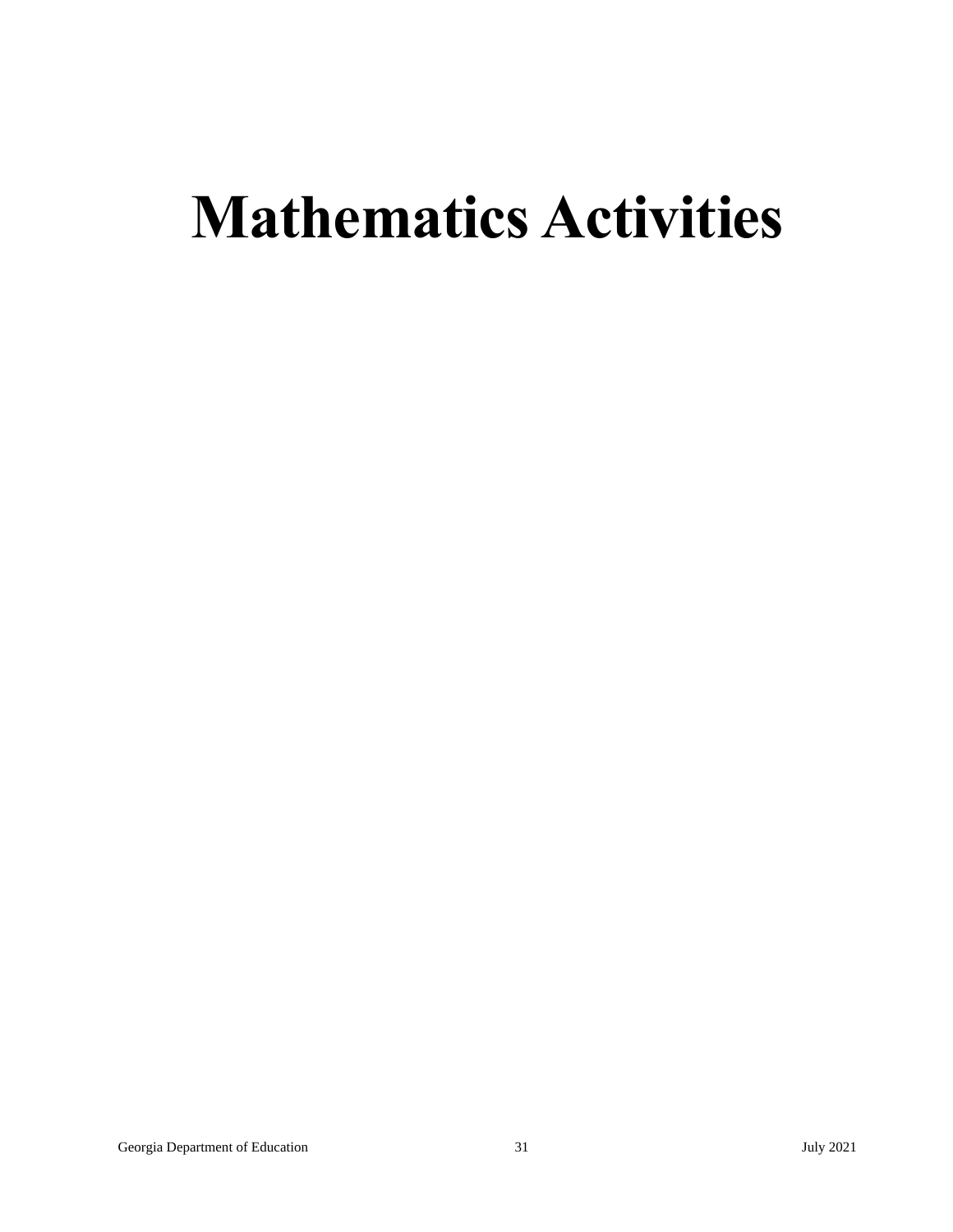# Mathematics Activities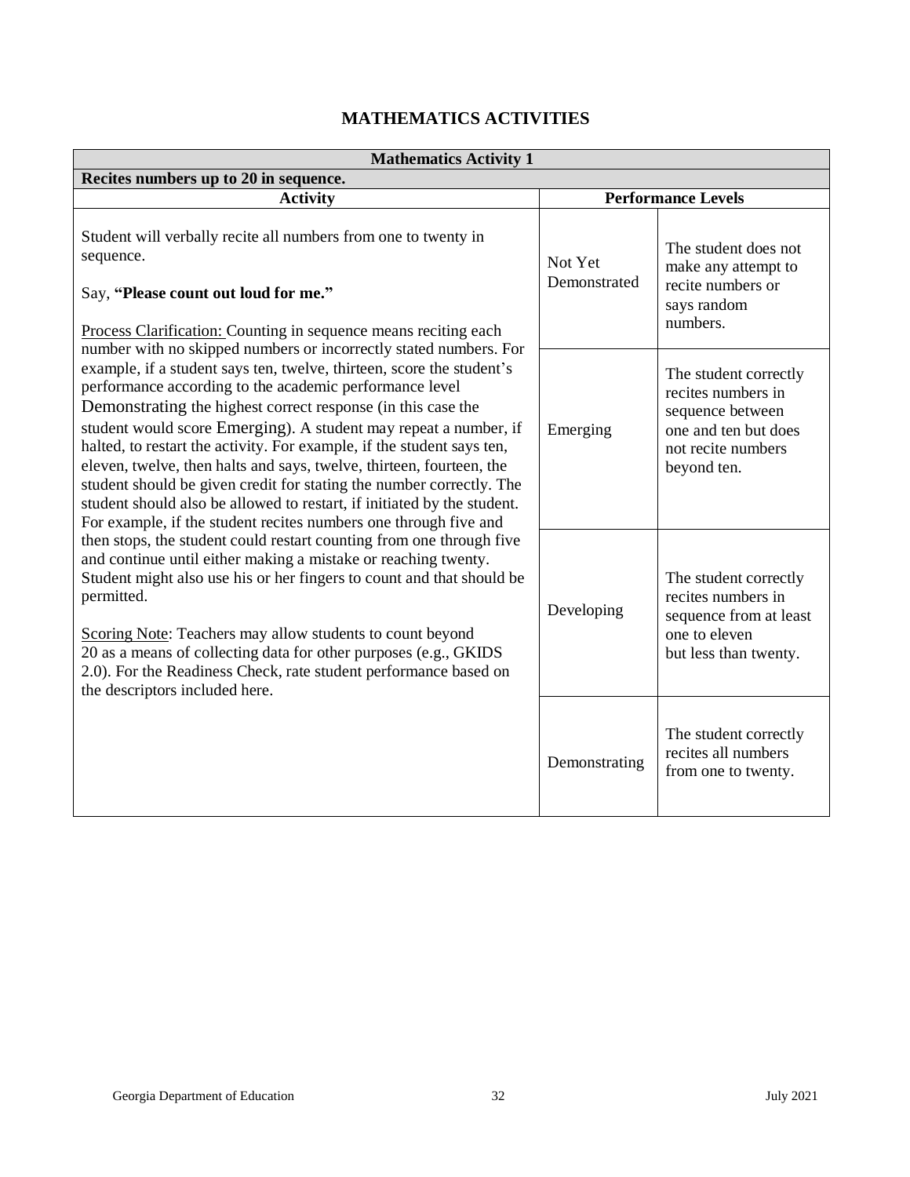# MATHEMATICS ACTIVITIES

| Mathematics Activity 1 | | |
|---|---|---|
| **Recites numbers up to 20 in sequence.** | | |
| **Activity** | **Performance Levels** | |
| Student will verbally recite all numbers from one to twenty in sequence.<br><br>Say, **"Please count out loud for me."**<br><br>Process Clarification: Counting in sequence means reciting each number with no skipped numbers or incorrectly stated numbers. For example, if a student says ten, twelve, thirteen, score the student's performance according to the academic performance level Demonstrating the highest correct response (in this case the student would score Emerging). A student may repeat a number, if halted, to restart the activity. For example, if the student says ten, eleven, twelve, then halts and says, twelve, thirteen, fourteen, the student should be given credit for stating the number correctly. The student should also be allowed to restart, if initiated by the student. For example, if the student recites numbers one through five and then stops, the student could restart counting from one through five and continue until either making a mistake or reaching twenty. Student might also use his or her fingers to count and that should be permitted.<br><br>Scoring Note: Teachers may allow students to count beyond 20 as a means of collecting data for other purposes (e.g., GKIDS 2.0). For the Readiness Check, rate student performance based on the descriptors included here. | Not Yet Demonstrated | The student does not make any attempt to recite numbers or says random numbers. |
| | Emerging | The student correctly recites numbers in sequence between one and ten but does not recite numbers beyond ten. |
| | Developing | The student correctly recites numbers in sequence from at least one to eleven but less than twenty. |
| | Demonstrating | The student correctly recites all numbers from one to twenty. |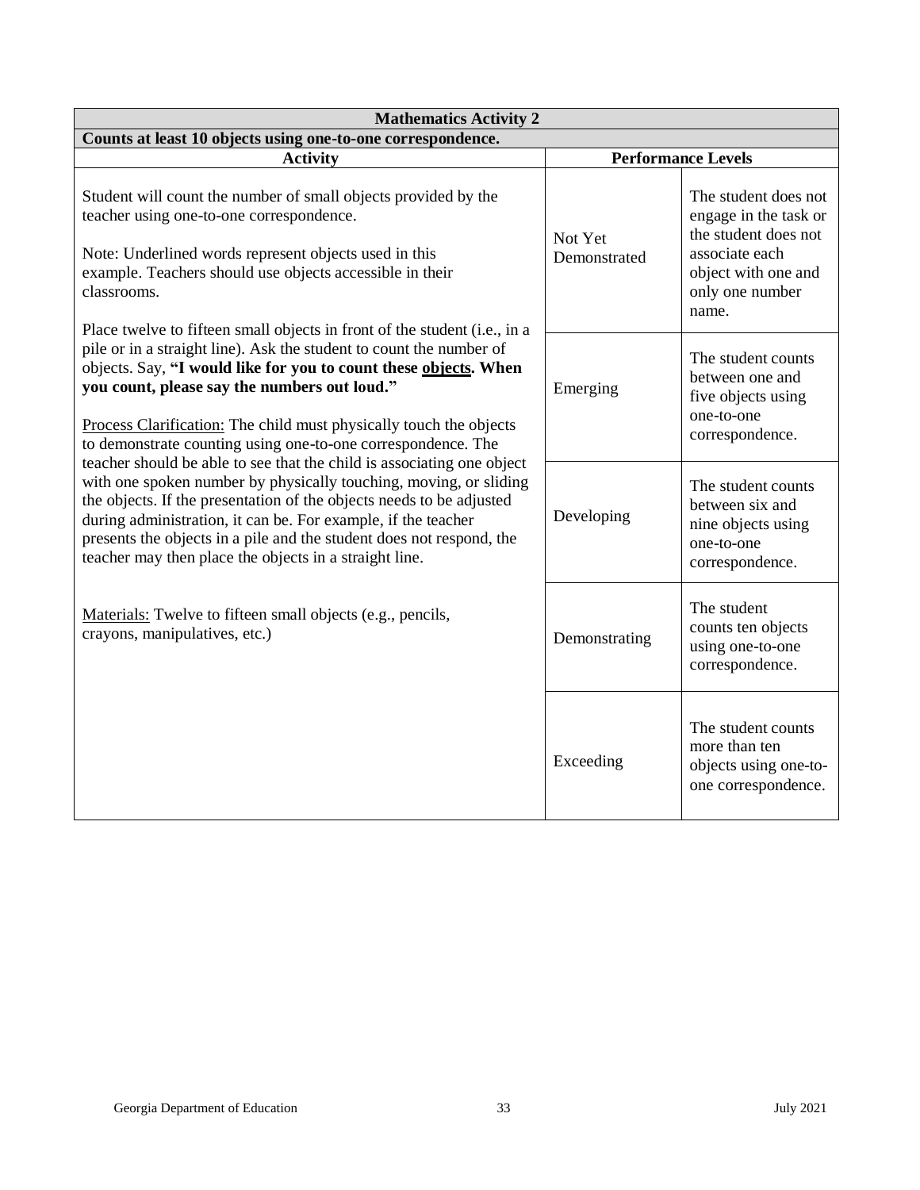| Mathematics Activity 2 | | |
|---|---|---|
| **Counts at least 10 objects using one-to-one correspondence.** | | |
| **Activity** | **Performance Levels** | |
| Student will count the number of small objects provided by the teacher using one-to-one correspondence.<br><br>Note: Underlined words represent objects used in this example. Teachers should use objects accessible in their classrooms.<br><br>Place twelve to fifteen small objects in front of the student (i.e., in a pile or in a straight line). Ask the student to count the number of objects. Say, **"I would like for you to count these <u>objects</u>. When you count, please say the numbers out loud."**<br><br><u>Process Clarification:</u> The child must physically touch the objects to demonstrate counting using one-to-one correspondence. The teacher should be able to see that the child is associating one object with one spoken number by physically touching, moving, or sliding the objects. If the presentation of the objects needs to be adjusted during administration, it can be. For example, if the teacher presents the objects in a pile and the student does not respond, the teacher may then place the objects in a straight line.<br><br><u>Materials:</u> Twelve to fifteen small objects (e.g., pencils, crayons, manipulatives, etc.) | Not Yet Demonstrated | The student does not engage in the task or the student does not associate each object with one and only one number name. |
| | Emerging | The student counts between one and five objects using one-to-one correspondence. |
| | Developing | The student counts between six and nine objects using one-to-one correspondence. |
| | Demonstrating | The student counts ten objects using one-to-one correspondence. |
| | Exceeding | The student counts more than ten objects using one-to-one correspondence. |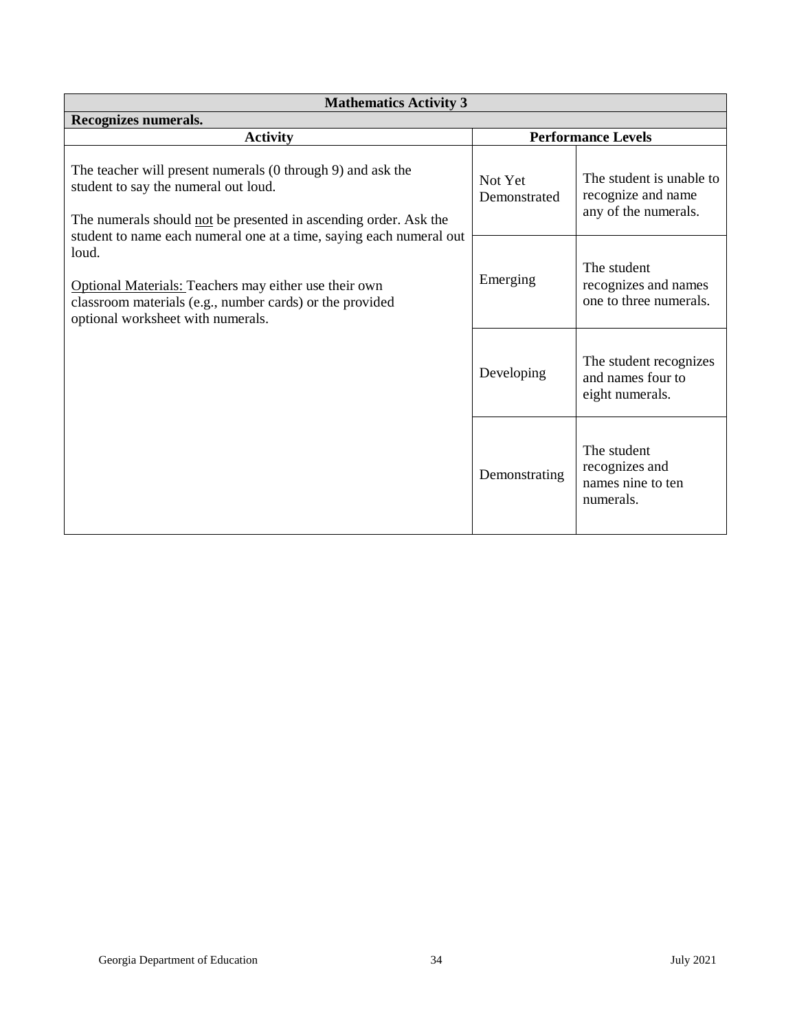| Mathematics Activity 3 | | |
|---|---|---|
| **Recognizes numerals.** | | |
| **Activity** | **Performance Levels** | |
| The teacher will present numerals (0 through 9) and ask the student to say the numeral out loud.<br><br>The numerals should <u>not</u> be presented in ascending order. Ask the student to name each numeral one at a time, saying each numeral out loud.<br><br><u>Optional Materials:</u> Teachers may either use their own classroom materials (e.g., number cards) or the provided optional worksheet with numerals. | Not Yet Demonstrated | The student is unable to recognize and name any of the numerals. |
| | Emerging | The student recognizes and names one to three numerals. |
| | Developing | The student recognizes and names four to eight numerals. |
| | Demonstrating | The student recognizes and names nine to ten numerals. |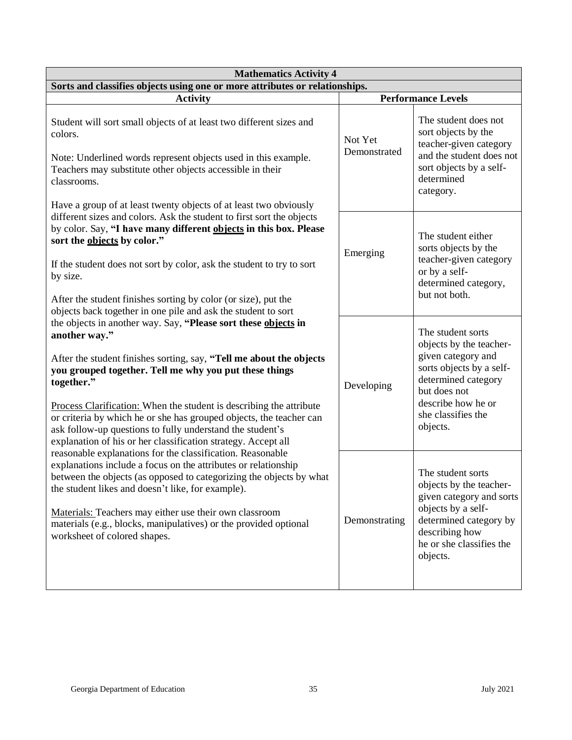| Mathematics Activity 4 | | |
|---|---|---|
| **Sorts and classifies objects using one or more attributes or relationships.** | | |
| **Activity** | **Performance Levels** | |
| Student will sort small objects of at least two different sizes and colors.<br><br>Note: Underlined words represent objects used in this example. Teachers may substitute other objects accessible in their classrooms.<br><br>Have a group of at least twenty objects of at least two obviously different sizes and colors. Ask the student to first sort the objects by color. Say, **"I have many different <u>objects</u> in this box. Please sort the <u>objects</u> by color."**<br><br>If the student does not sort by color, ask the student to try to sort by size.<br><br>After the student finishes sorting by color (or size), put the objects back together in one pile and ask the student to sort the objects in another way. Say, **"Please sort these <u>objects</u> in another way."**<br><br>After the student finishes sorting, say, **"Tell me about the objects you grouped together. Tell me why you put these things together."**<br><br><u>Process Clarification:</u> When the student is describing the attribute or criteria by which he or she has grouped objects, the teacher can ask follow-up questions to fully understand the student's explanation of his or her classification strategy. Accept all reasonable explanations for the classification. Reasonable explanations include a focus on the attributes or relationship between the objects (as opposed to categorizing the objects by what the student likes and doesn't like, for example).<br><br><u>Materials:</u> Teachers may either use their own classroom materials (e.g., blocks, manipulatives) or the provided optional worksheet of colored shapes. | Not Yet Demonstrated | The student does not sort objects by the teacher-given category and the student does not sort objects by a self-determined category. |
| | Emerging | The student either sorts objects by the teacher-given category or by a self-determined category, but not both. |
| | Developing | The student sorts objects by the teacher-given category and sorts objects by a self-determined category but does not describe how he or she classifies the objects. |
| | Demonstrating | The student sorts objects by the teacher-given category and sorts objects by a self-determined category by describing how he or she classifies the objects. |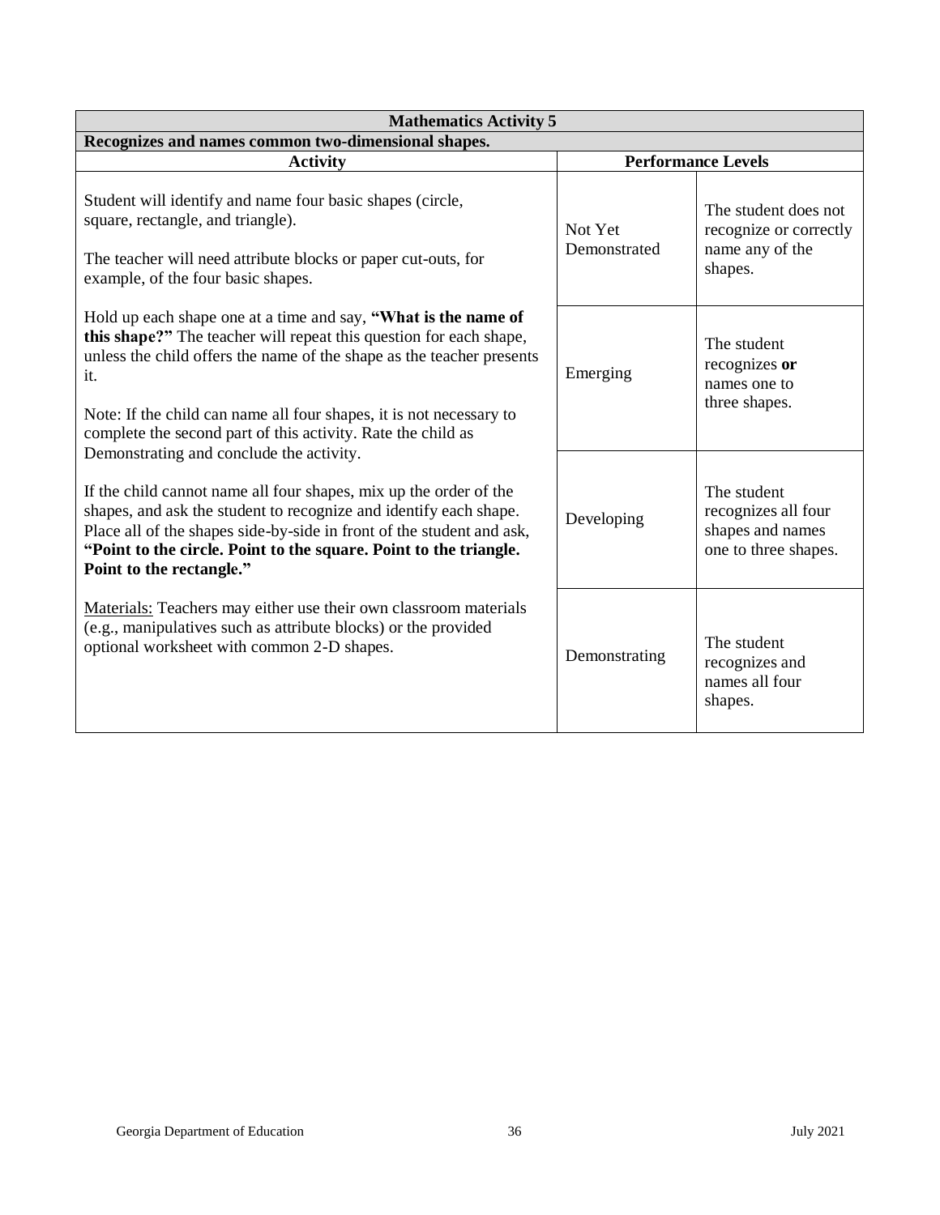| Mathematics Activity 5 | | |
|---|---|---|
| **Recognizes and names common two-dimensional shapes.** | | |
| **Activity** | **Performance Levels** | |
| Student will identify and name four basic shapes (circle, square, rectangle, and triangle).<br><br>The teacher will need attribute blocks or paper cut-outs, for example, of the four basic shapes.<br><br>Hold up each shape one at a time and say, **"What is the name of this shape?"** The teacher will repeat this question for each shape, unless the child offers the name of the shape as the teacher presents it.<br><br>Note: If the child can name all four shapes, it is not necessary to complete the second part of this activity. Rate the child as Demonstrating and conclude the activity.<br><br>If the child cannot name all four shapes, mix up the order of the shapes, and ask the student to recognize and identify each shape. Place all of the shapes side-by-side in front of the student and ask, **"Point to the circle. Point to the square. Point to the triangle. Point to the rectangle."**<br><br>Materials: Teachers may either use their own classroom materials (e.g., manipulatives such as attribute blocks) or the provided optional worksheet with common 2-D shapes. | Not Yet Demonstrated | The student does not recognize or correctly name any of the shapes. |
| | Emerging | The student recognizes **or** names one to three shapes. |
| | Developing | The student recognizes all four shapes and names one to three shapes. |
| | Demonstrating | The student recognizes and names all four shapes. |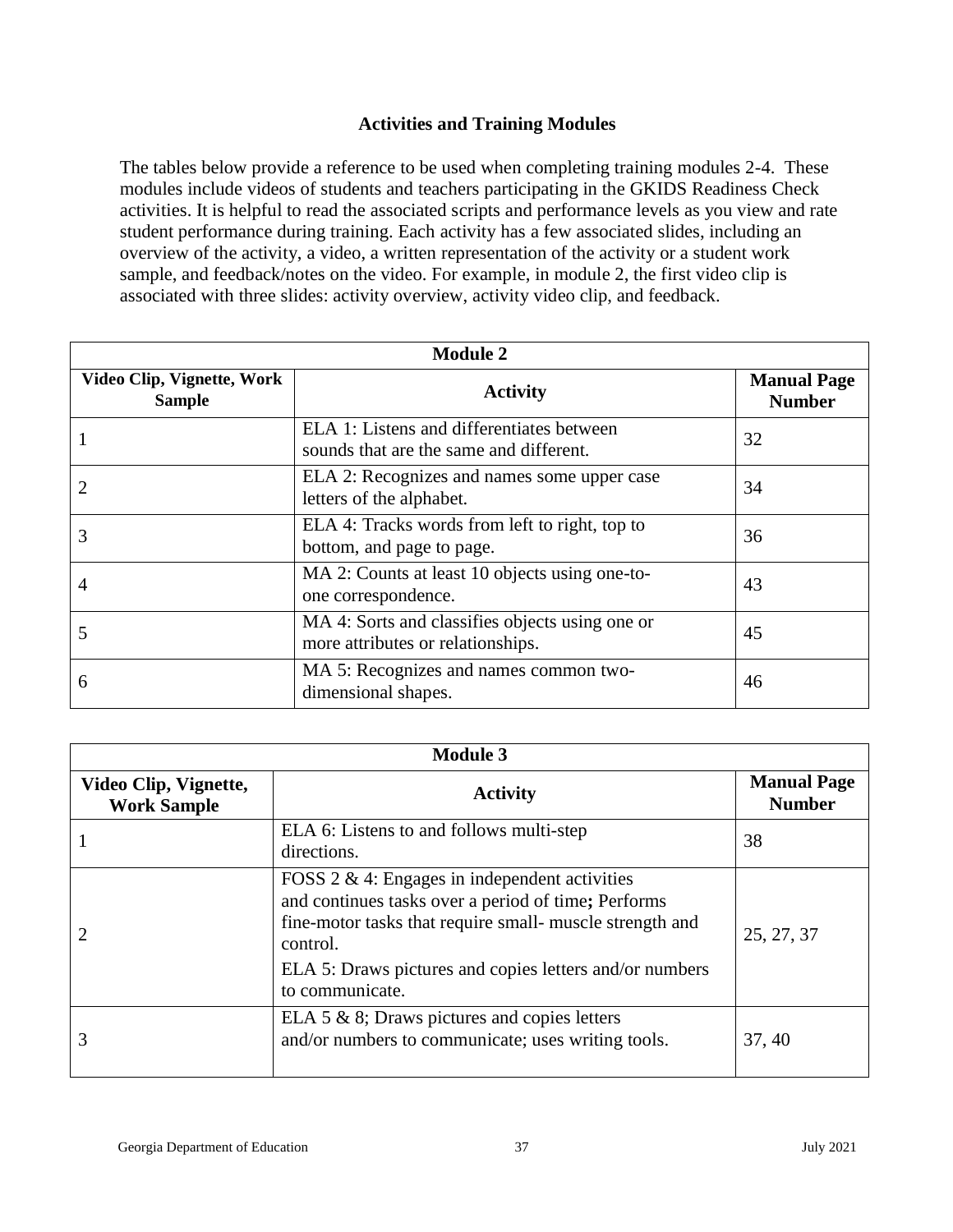# Activities and Training Modules

The tables below provide a reference to be used when completing training modules 2-4. These modules include videos of students and teachers participating in the GKIDS Readiness Check activities. It is helpful to read the associated scripts and performance levels as you view and rate student performance during training. Each activity has a few associated slides, including an overview of the activity, a video, a written representation of the activity or a student work sample, and feedback/notes on the video. For example, in module 2, the first video clip is associated with three slides: activity overview, activity video clip, and feedback.

| **Module 2** | | |
|---|---|---|
| **Video Clip, Vignette, Work Sample** | **Activity** | **Manual Page Number** |
| 1 | ELA 1: Listens and differentiates between sounds that are the same and different. | 32 |
| 2 | ELA 2: Recognizes and names some upper case letters of the alphabet. | 34 |
| 3 | ELA 4: Tracks words from left to right, top to bottom, and page to page. | 36 |
| 4 | MA 2: Counts at least 10 objects using one-to-one correspondence. | 43 |
| 5 | MA 4: Sorts and classifies objects using one or more attributes or relationships. | 45 |
| 6 | MA 5: Recognizes and names common two-dimensional shapes. | 46 |

| **Module 3** | | |
|---|---|---|
| **Video Clip, Vignette, Work Sample** | **Activity** | **Manual Page Number** |
| 1 | ELA 6: Listens to and follows multi-step directions. | 38 |
| 2 | FOSS 2 & 4: Engages in independent activities and continues tasks over a period of time**;** Performs fine-motor tasks that require small- muscle strength and control.<br>ELA 5: Draws pictures and copies letters and/or numbers to communicate. | 25, 27, 37 |
| 3 | ELA 5 & 8; Draws pictures and copies letters and/or numbers to communicate; uses writing tools. | 37, 40 |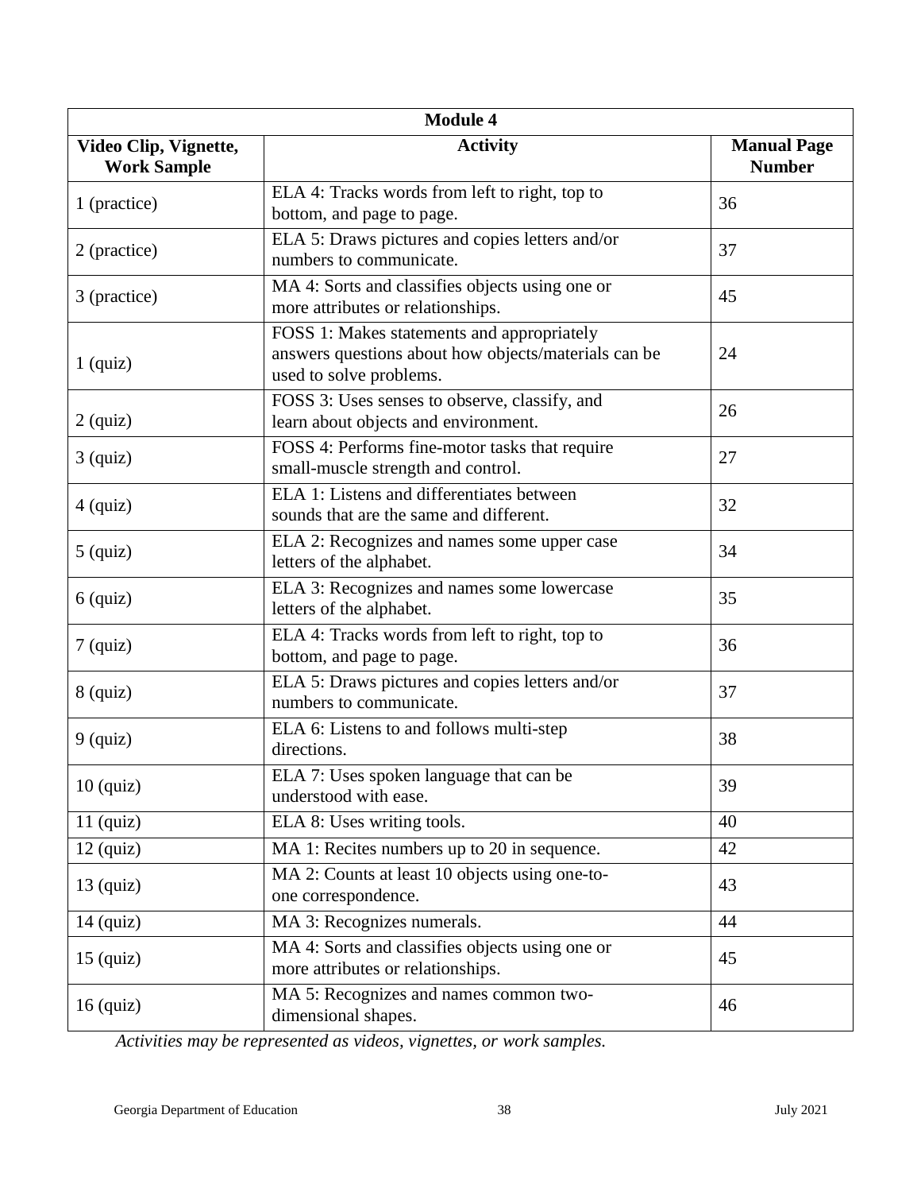| Module 4 | | |
|---|---|---|
| **Video Clip, Vignette, Work Sample** | **Activity** | **Manual Page Number** |
| 1 (practice) | ELA 4: Tracks words from left to right, top to bottom, and page to page. | 36 |
| 2 (practice) | ELA 5: Draws pictures and copies letters and/or numbers to communicate. | 37 |
| 3 (practice) | MA 4: Sorts and classifies objects using one or more attributes or relationships. | 45 |
| 1 (quiz) | FOSS 1: Makes statements and appropriately answers questions about how objects/materials can be used to solve problems. | 24 |
| 2 (quiz) | FOSS 3: Uses senses to observe, classify, and learn about objects and environment. | 26 |
| 3 (quiz) | FOSS 4: Performs fine-motor tasks that require small-muscle strength and control. | 27 |
| 4 (quiz) | ELA 1: Listens and differentiates between sounds that are the same and different. | 32 |
| 5 (quiz) | ELA 2: Recognizes and names some upper case letters of the alphabet. | 34 |
| 6 (quiz) | ELA 3: Recognizes and names some lowercase letters of the alphabet. | 35 |
| 7 (quiz) | ELA 4: Tracks words from left to right, top to bottom, and page to page. | 36 |
| 8 (quiz) | ELA 5: Draws pictures and copies letters and/or numbers to communicate. | 37 |
| 9 (quiz) | ELA 6: Listens to and follows multi-step directions. | 38 |
| 10 (quiz) | ELA 7: Uses spoken language that can be understood with ease. | 39 |
| 11 (quiz) | ELA 8: Uses writing tools. | 40 |
| 12 (quiz) | MA 1: Recites numbers up to 20 in sequence. | 42 |
| 13 (quiz) | MA 2: Counts at least 10 objects using one-to-one correspondence. | 43 |
| 14 (quiz) | MA 3: Recognizes numerals. | 44 |
| 15 (quiz) | MA 4: Sorts and classifies objects using one or more attributes or relationships. | 45 |
| 16 (quiz) | MA 5: Recognizes and names common two-dimensional shapes. | 46 |

*Activities may be represented as videos, vignettes, or work samples.*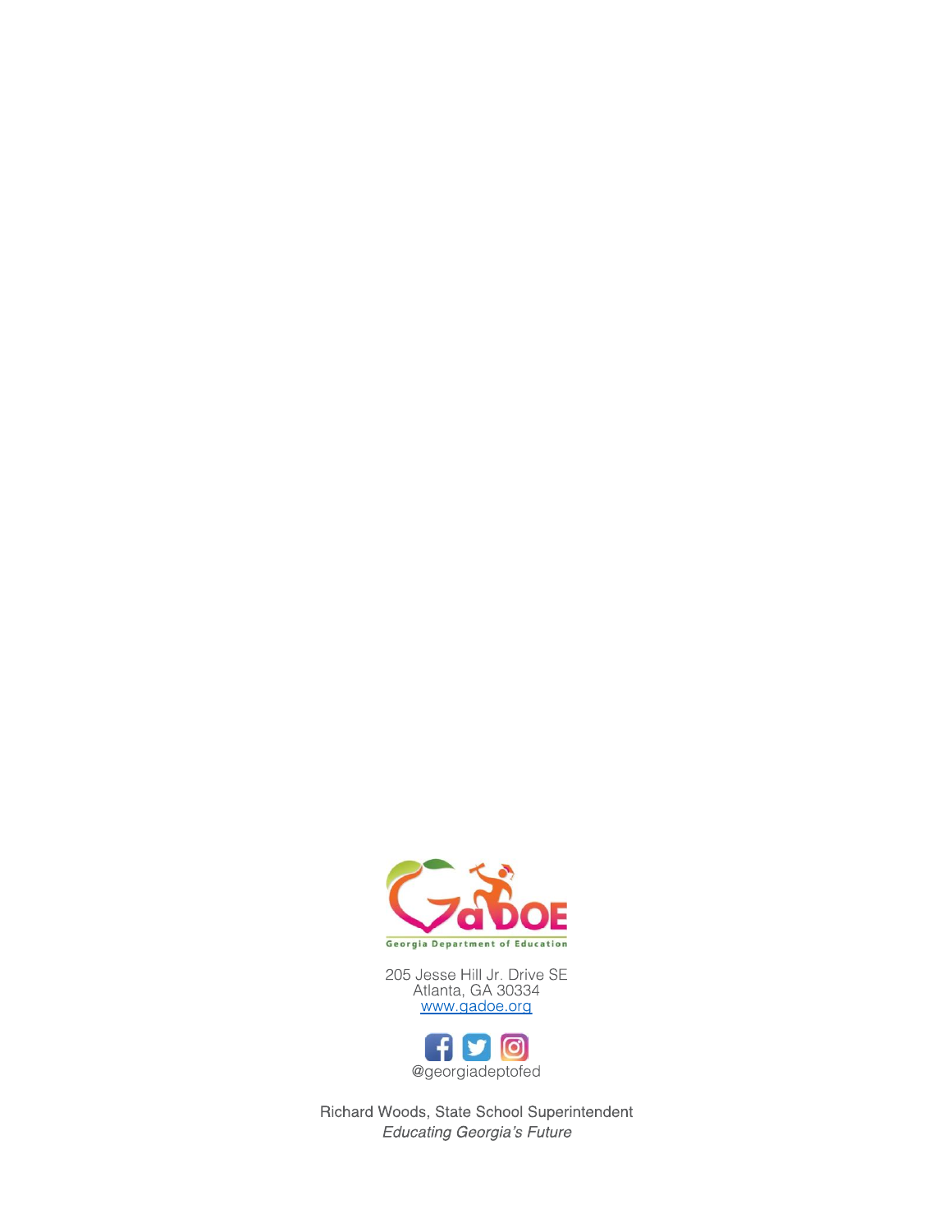Georgia Department of Education

205 Jesse Hill Jr. Drive SE
Atlanta, GA 30334
www.gadoe.org

@georgiadeptofed

Richard Woods, State School Superintendent
*Educating Georgia's Future*